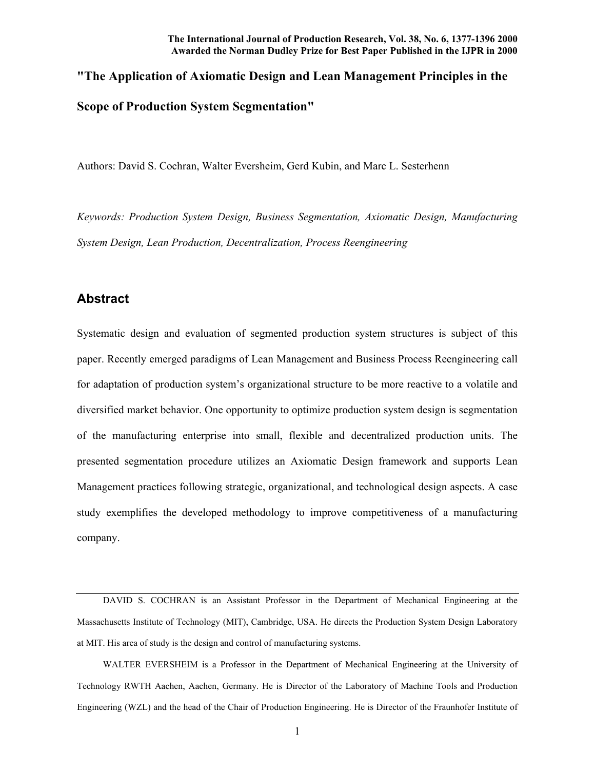**The International Journal of Production Research, Vol. 38, No. 6, 1377-1396 2000**
**Awarded the Norman Dudley Prize for Best Paper Published in the IJPR in 2000**

# "The Application of Axiomatic Design and Lean Management Principles in the Scope of Production System Segmentation"

Authors: David S. Cochran, Walter Eversheim, Gerd Kubin, and Marc L. Sesterhenn

*Keywords: Production System Design, Business Segmentation, Axiomatic Design, Manufacturing System Design, Lean Production, Decentralization, Process Reengineering*

## Abstract

Systematic design and evaluation of segmented production system structures is subject of this paper. Recently emerged paradigms of Lean Management and Business Process Reengineering call for adaptation of production system's organizational structure to be more reactive to a volatile and diversified market behavior. One opportunity to optimize production system design is segmentation of the manufacturing enterprise into small, flexible and decentralized production units. The presented segmentation procedure utilizes an Axiomatic Design framework and supports Lean Management practices following strategic, organizational, and technological design aspects. A case study exemplifies the developed methodology to improve competitiveness of a manufacturing company.

---

DAVID S. COCHRAN is an Assistant Professor in the Department of Mechanical Engineering at the Massachusetts Institute of Technology (MIT), Cambridge, USA. He directs the Production System Design Laboratory at MIT. His area of study is the design and control of manufacturing systems.

WALTER EVERSHEIM is a Professor in the Department of Mechanical Engineering at the University of Technology RWTH Aachen, Aachen, Germany. He is Director of the Laboratory of Machine Tools and Production Engineering (WZL) and the head of the Chair of Production Engineering. He is Director of the Fraunhofer Institute of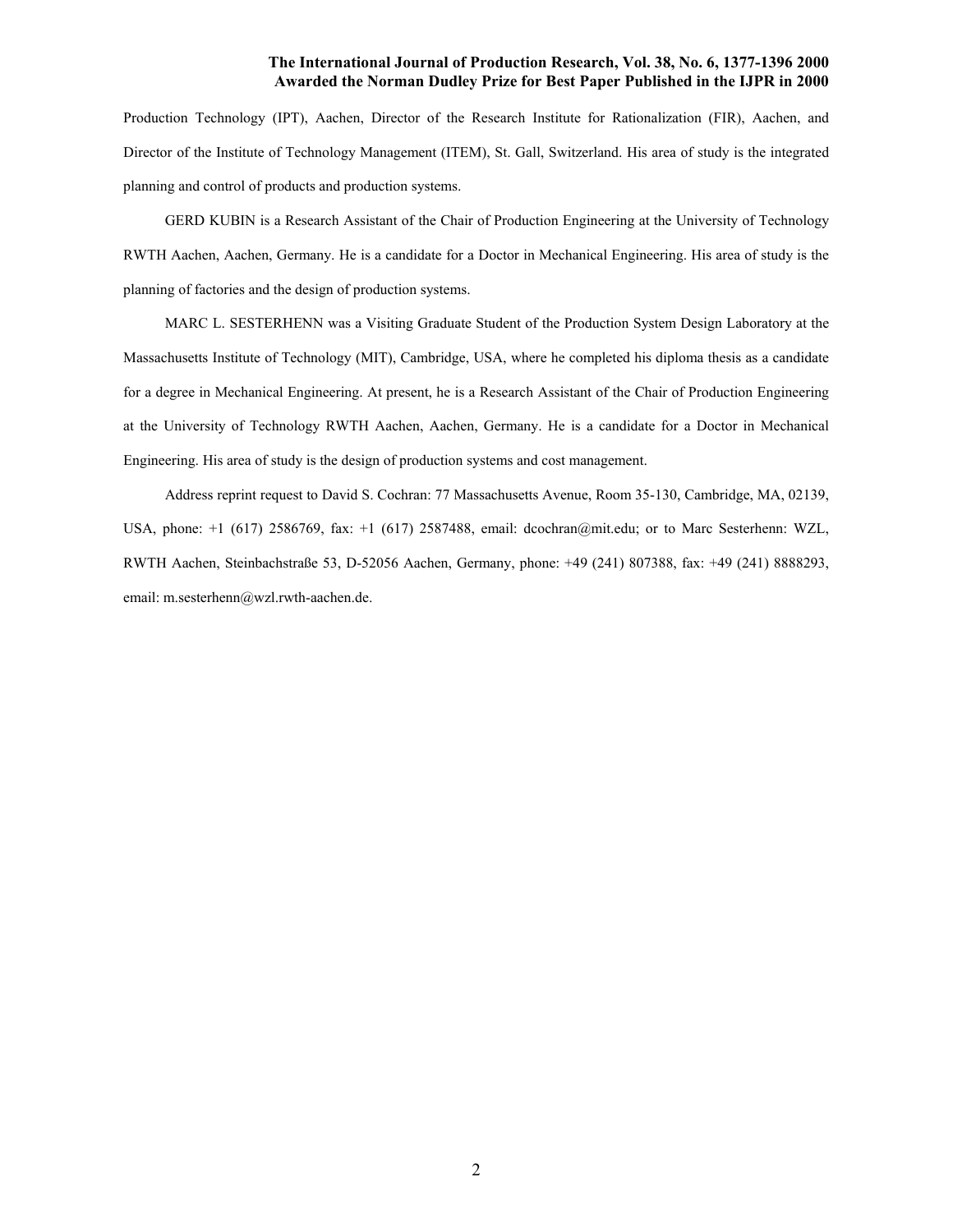Production Technology (IPT), Aachen, Director of the Research Institute for Rationalization (FIR), Aachen, and Director of the Institute of Technology Management (ITEM), St. Gall, Switzerland. His area of study is the integrated planning and control of products and production systems.

GERD KUBIN is a Research Assistant of the Chair of Production Engineering at the University of Technology RWTH Aachen, Aachen, Germany. He is a candidate for a Doctor in Mechanical Engineering. His area of study is the planning of factories and the design of production systems.

MARC L. SESTERHENN was a Visiting Graduate Student of the Production System Design Laboratory at the Massachusetts Institute of Technology (MIT), Cambridge, USA, where he completed his diploma thesis as a candidate for a degree in Mechanical Engineering. At present, he is a Research Assistant of the Chair of Production Engineering at the University of Technology RWTH Aachen, Aachen, Germany. He is a candidate for a Doctor in Mechanical Engineering. His area of study is the design of production systems and cost management.

Address reprint request to David S. Cochran: 77 Massachusetts Avenue, Room 35-130, Cambridge, MA, 02139, USA, phone: +1 (617) 2586769, fax: +1 (617) 2587488, email: dcochran@mit.edu; or to Marc Sesterhenn: WZL, RWTH Aachen, Steinbachstraße 53, D-52056 Aachen, Germany, phone: +49 (241) 807388, fax: +49 (241) 8888293, email: m.sesterhenn@wzl.rwth-aachen.de.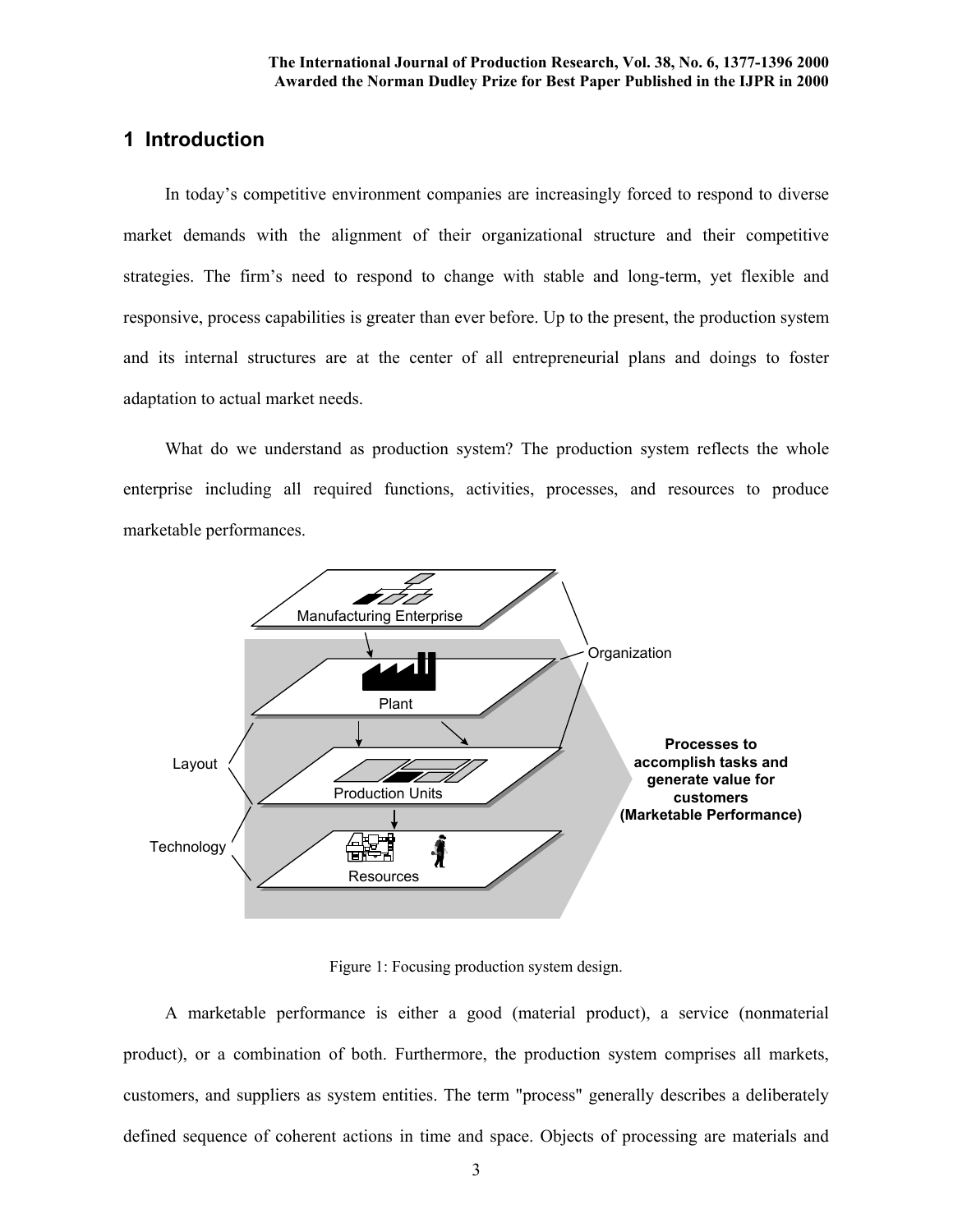# 1 Introduction

In today's competitive environment companies are increasingly forced to respond to diverse market demands with the alignment of their organizational structure and their competitive strategies. The firm's need to respond to change with stable and long-term, yet flexible and responsive, process capabilities is greater than ever before. Up to the present, the production system and its internal structures are at the center of all entrepreneurial plans and doings to foster adaptation to actual market needs.

What do we understand as production system? The production system reflects the whole enterprise including all required functions, activities, processes, and resources to produce marketable performances.

Figure 1: Focusing production system design.

A marketable performance is either a good (material product), a service (nonmaterial product), or a combination of both. Furthermore, the production system comprises all markets, customers, and suppliers as system entities. The term "process" generally describes a deliberately defined sequence of coherent actions in time and space. Objects of processing are materials and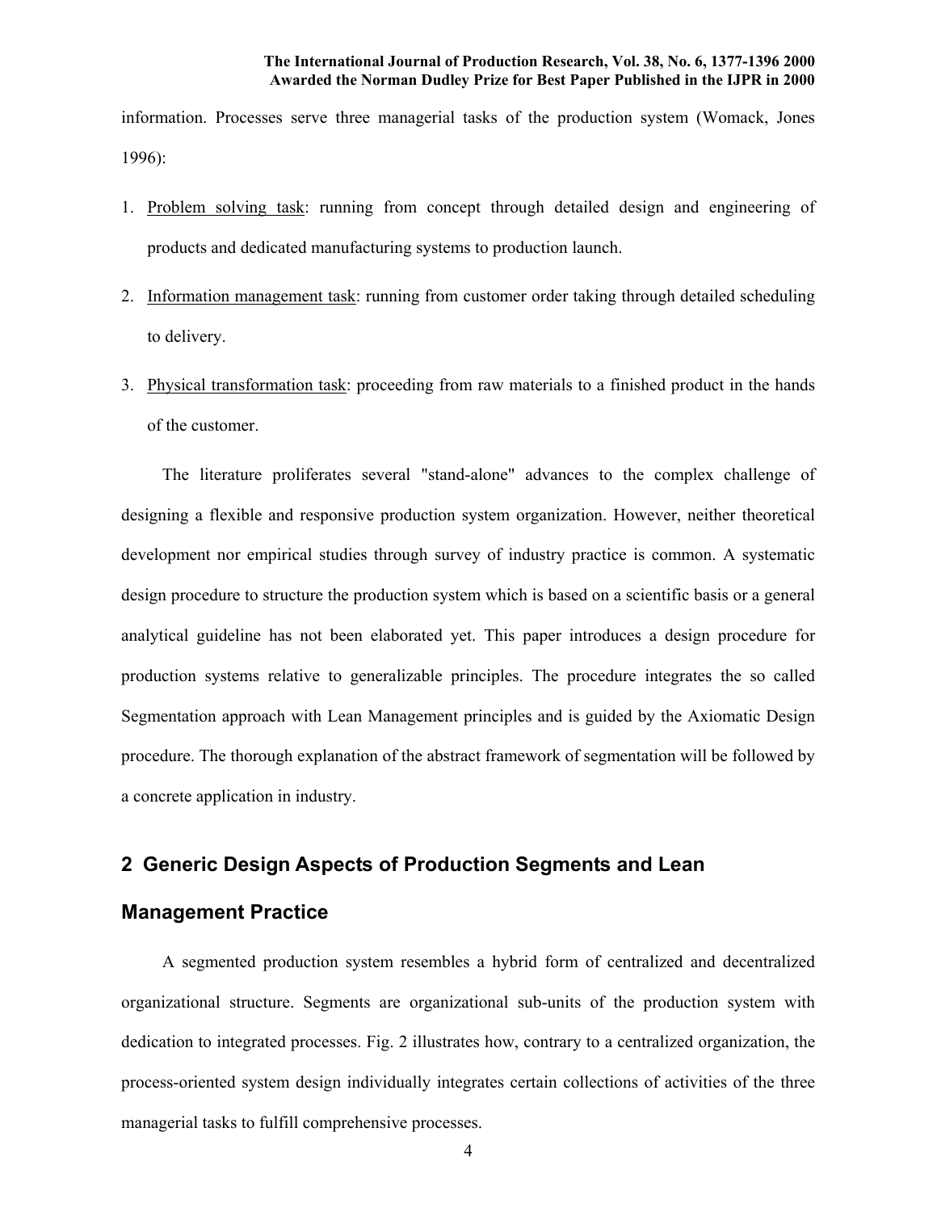information. Processes serve three managerial tasks of the production system (Womack, Jones 1996):

1. Problem solving task: running from concept through detailed design and engineering of products and dedicated manufacturing systems to production launch.
2. Information management task: running from customer order taking through detailed scheduling to delivery.
3. Physical transformation task: proceeding from raw materials to a finished product in the hands of the customer.

The literature proliferates several "stand-alone" advances to the complex challenge of designing a flexible and responsive production system organization. However, neither theoretical development nor empirical studies through survey of industry practice is common. A systematic design procedure to structure the production system which is based on a scientific basis or a general analytical guideline has not been elaborated yet. This paper introduces a design procedure for production systems relative to generalizable principles. The procedure integrates the so called Segmentation approach with Lean Management principles and is guided by the Axiomatic Design procedure. The thorough explanation of the abstract framework of segmentation will be followed by a concrete application in industry.

## 2 Generic Design Aspects of Production Segments and Lean Management Practice

A segmented production system resembles a hybrid form of centralized and decentralized organizational structure. Segments are organizational sub-units of the production system with dedication to integrated processes. Fig. 2 illustrates how, contrary to a centralized organization, the process-oriented system design individually integrates certain collections of activities of the three managerial tasks to fulfill comprehensive processes.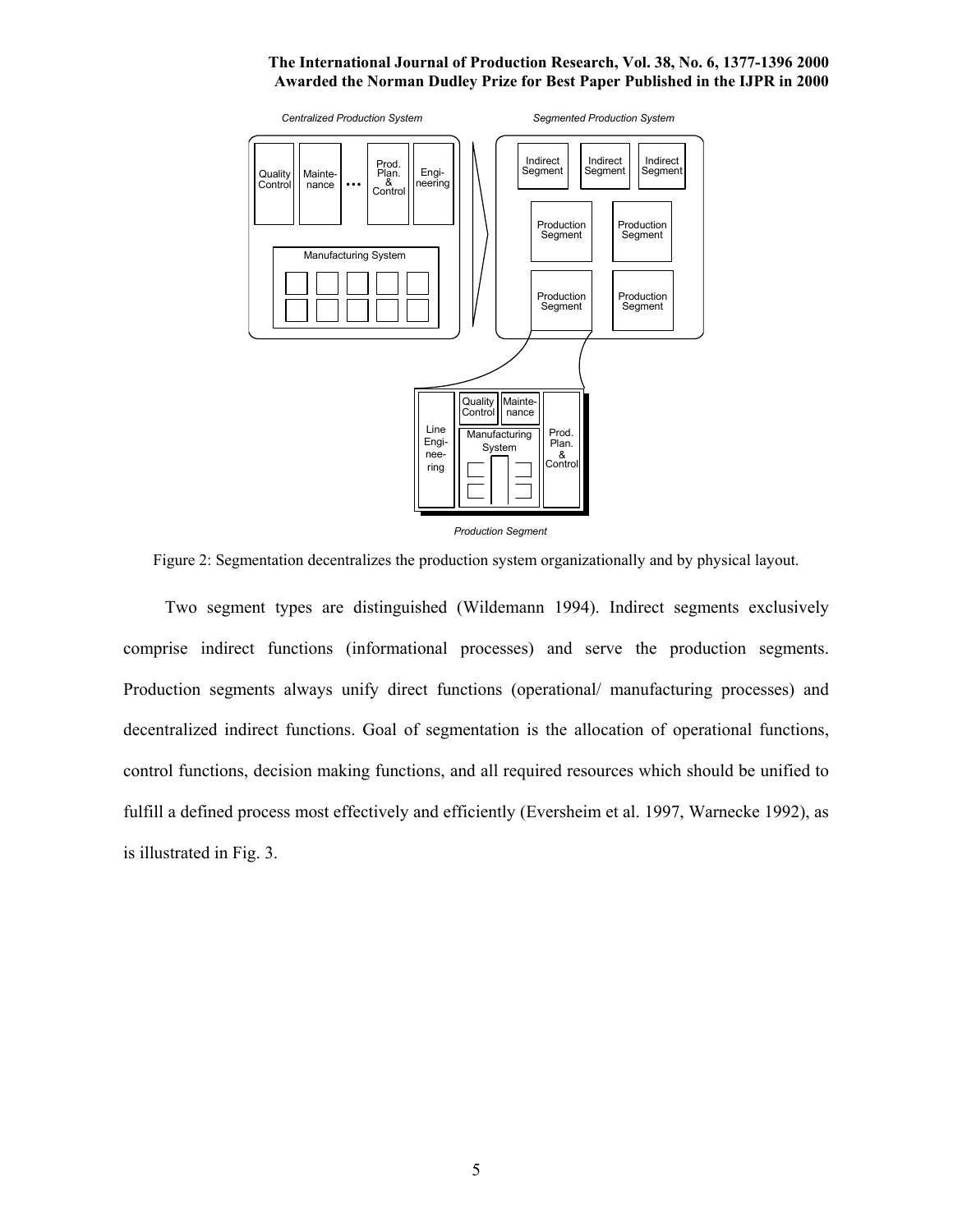Figure 2: Segmentation decentralizes the production system organizationally and by physical layout.

Two segment types are distinguished (Wildemann 1994). Indirect segments exclusively comprise indirect functions (informational processes) and serve the production segments. Production segments always unify direct functions (operational/ manufacturing processes) and decentralized indirect functions. Goal of segmentation is the allocation of operational functions, control functions, decision making functions, and all required resources which should be unified to fulfill a defined process most effectively and efficiently (Eversheim et al. 1997, Warnecke 1992), as is illustrated in Fig. 3.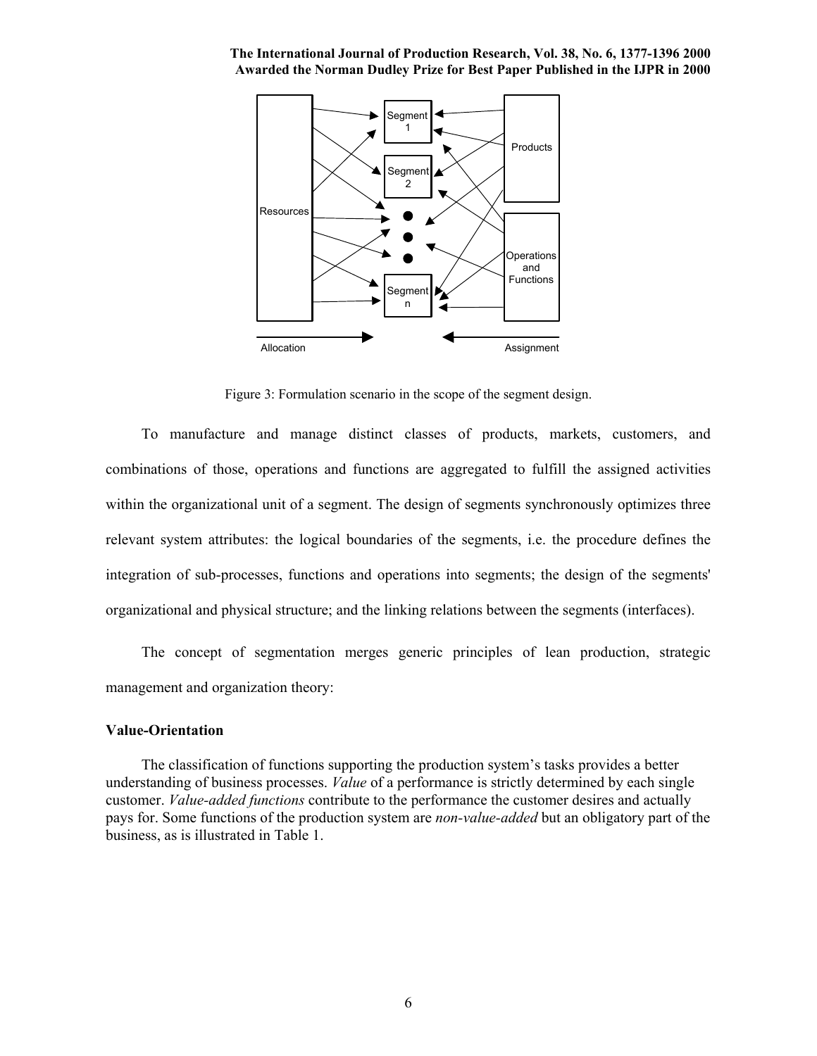Figure 3: Formulation scenario in the scope of the segment design.

To manufacture and manage distinct classes of products, markets, customers, and combinations of those, operations and functions are aggregated to fulfill the assigned activities within the organizational unit of a segment. The design of segments synchronously optimizes three relevant system attributes: the logical boundaries of the segments, i.e. the procedure defines the integration of sub-processes, functions and operations into segments; the design of the segments' organizational and physical structure; and the linking relations between the segments (interfaces).

The concept of segmentation merges generic principles of lean production, strategic management and organization theory:

### Value-Orientation

The classification of functions supporting the production system's tasks provides a better understanding of business processes. *Value* of a performance is strictly determined by each single customer. *Value-added functions* contribute to the performance the customer desires and actually pays for. Some functions of the production system are *non-value-added* but an obligatory part of the business, as is illustrated in Table 1.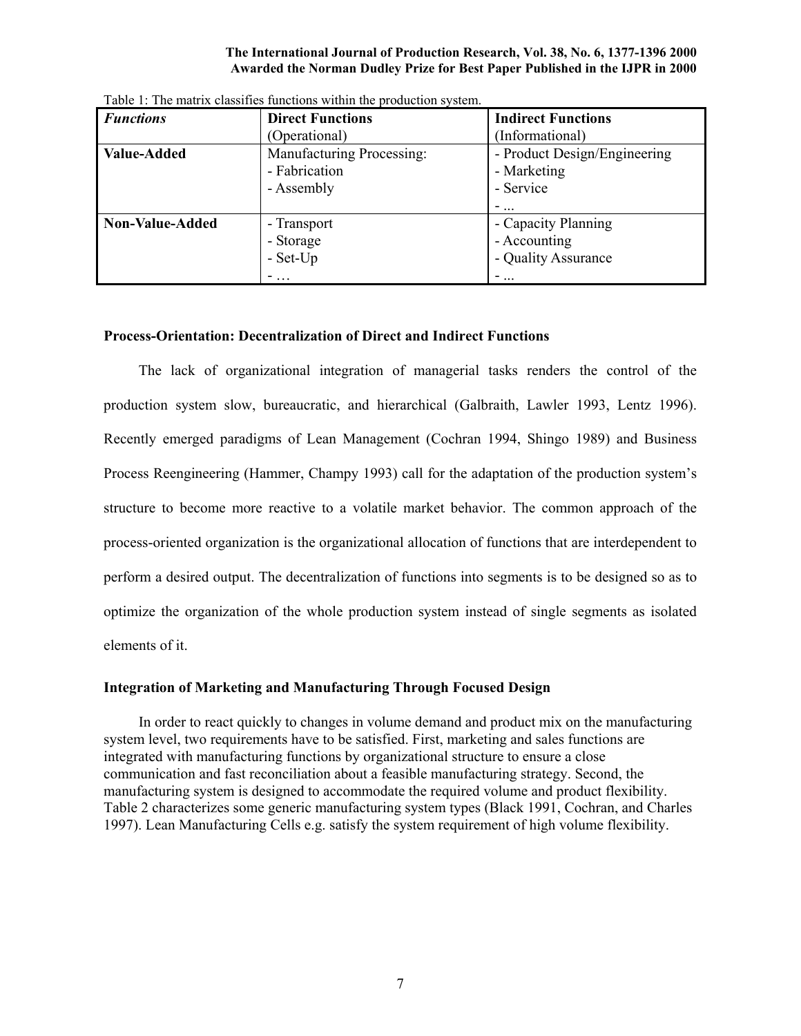Table 1: The matrix classifies functions within the production system.

| *Functions* | **Direct Functions** (Operational) | **Indirect Functions** (Informational) |
|---|---|---|
| **Value-Added** | Manufacturing Processing:<br>- Fabrication<br>- Assembly | - Product Design/Engineering<br>- Marketing<br>- Service<br>- ... |
| **Non-Value-Added** | - Transport<br>- Storage<br>- Set-Up<br>- … | - Capacity Planning<br>- Accounting<br>- Quality Assurance<br>- ... |

### Process-Orientation: Decentralization of Direct and Indirect Functions

The lack of organizational integration of managerial tasks renders the control of the production system slow, bureaucratic, and hierarchical (Galbraith, Lawler 1993, Lentz 1996). Recently emerged paradigms of Lean Management (Cochran 1994, Shingo 1989) and Business Process Reengineering (Hammer, Champy 1993) call for the adaptation of the production system's structure to become more reactive to a volatile market behavior. The common approach of the process-oriented organization is the organizational allocation of functions that are interdependent to perform a desired output. The decentralization of functions into segments is to be designed so as to optimize the organization of the whole production system instead of single segments as isolated elements of it.

### Integration of Marketing and Manufacturing Through Focused Design

In order to react quickly to changes in volume demand and product mix on the manufacturing system level, two requirements have to be satisfied. First, marketing and sales functions are integrated with manufacturing functions by organizational structure to ensure a close communication and fast reconciliation about a feasible manufacturing strategy. Second, the manufacturing system is designed to accommodate the required volume and product flexibility. Table 2 characterizes some generic manufacturing system types (Black 1991, Cochran, and Charles 1997). Lean Manufacturing Cells e.g. satisfy the system requirement of high volume flexibility.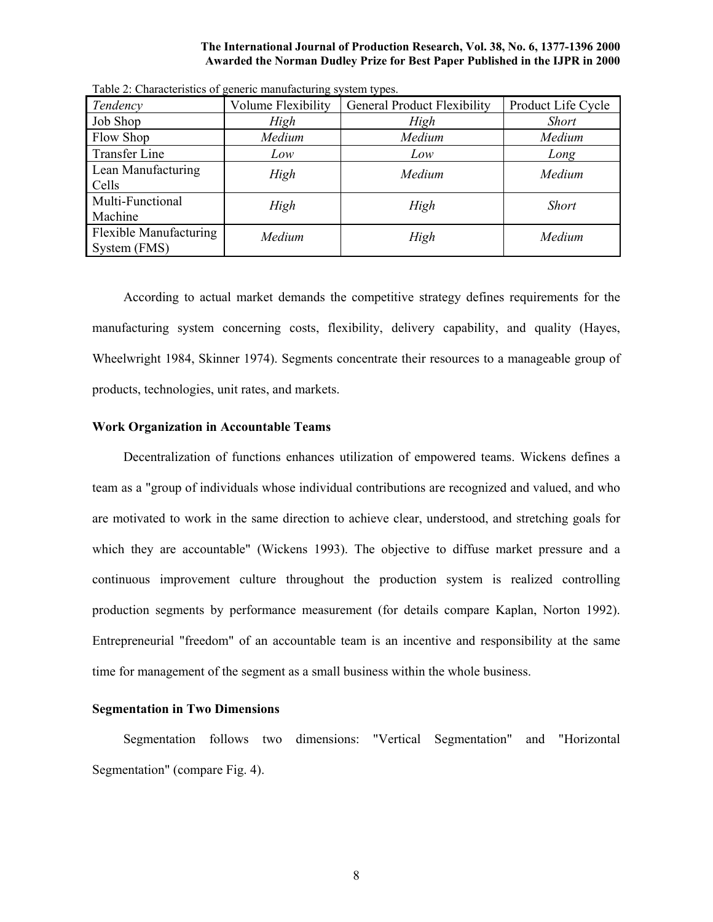Table 2: Characteristics of generic manufacturing system types.

| *Tendency* | Volume Flexibility | General Product Flexibility | Product Life Cycle |
|---|---|---|---|
| Job Shop | *High* | *High* | *Short* |
| Flow Shop | *Medium* | *Medium* | *Medium* |
| Transfer Line | *Low* | *Low* | *Long* |
| Lean Manufacturing Cells | *High* | *Medium* | *Medium* |
| Multi-Functional Machine | *High* | *High* | *Short* |
| Flexible Manufacturing System (FMS) | *Medium* | *High* | *Medium* |

According to actual market demands the competitive strategy defines requirements for the manufacturing system concerning costs, flexibility, delivery capability, and quality (Hayes, Wheelwright 1984, Skinner 1974). Segments concentrate their resources to a manageable group of products, technologies, unit rates, and markets.

**Work Organization in Accountable Teams**

Decentralization of functions enhances utilization of empowered teams. Wickens defines a team as a "group of individuals whose individual contributions are recognized and valued, and who are motivated to work in the same direction to achieve clear, understood, and stretching goals for which they are accountable" (Wickens 1993). The objective to diffuse market pressure and a continuous improvement culture throughout the production system is realized controlling production segments by performance measurement (for details compare Kaplan, Norton 1992). Entrepreneurial "freedom" of an accountable team is an incentive and responsibility at the same time for management of the segment as a small business within the whole business.

**Segmentation in Two Dimensions**

Segmentation follows two dimensions: "Vertical Segmentation" and "Horizontal Segmentation" (compare Fig. 4).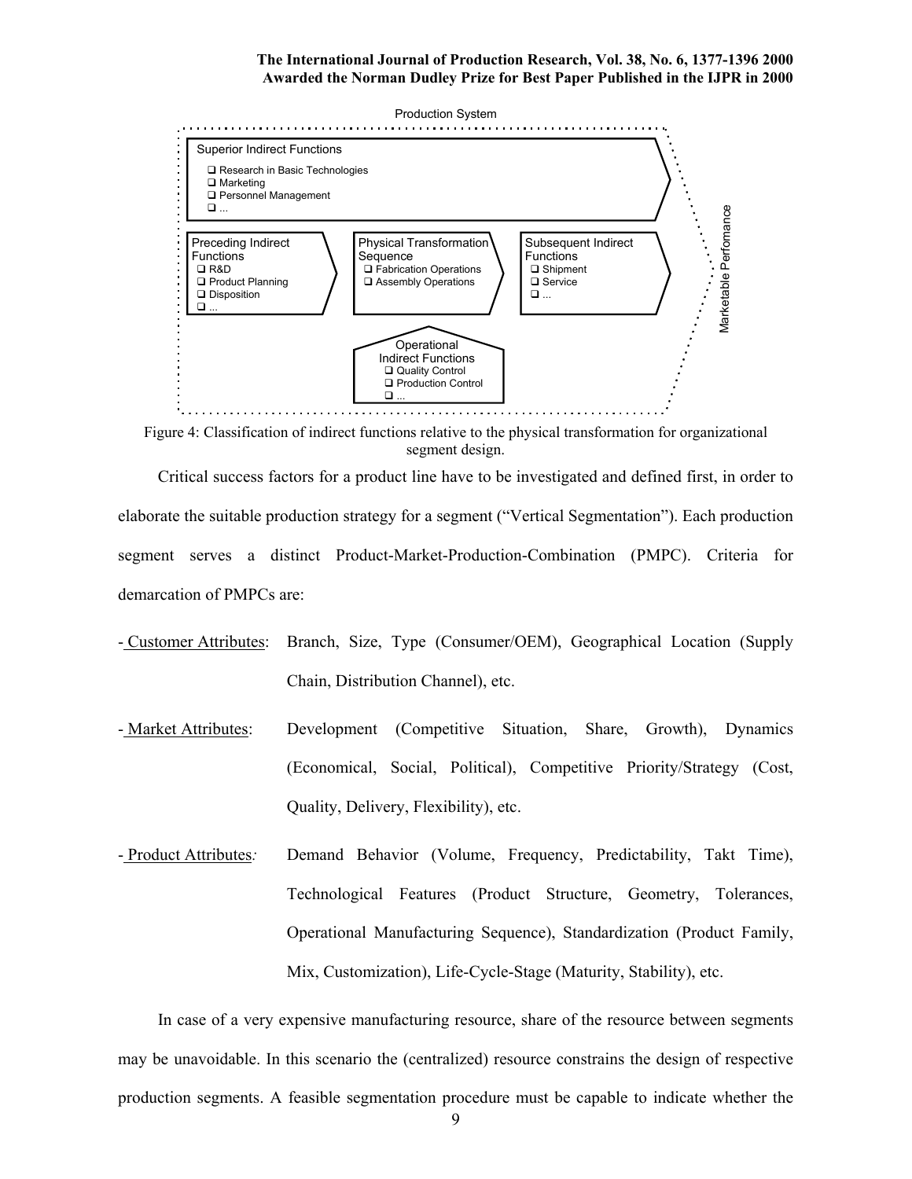Figure 4: Classification of indirect functions relative to the physical transformation for organizational segment design.

Critical success factors for a product line have to be investigated and defined first, in order to elaborate the suitable production strategy for a segment ("Vertical Segmentation"). Each production segment serves a distinct Product-Market-Production-Combination (PMPC). Criteria for demarcation of PMPCs are:

- Customer Attributes: Branch, Size, Type (Consumer/OEM), Geographical Location (Supply Chain, Distribution Channel), etc.
- Market Attributes: Development (Competitive Situation, Share, Growth), Dynamics (Economical, Social, Political), Competitive Priority/Strategy (Cost, Quality, Delivery, Flexibility), etc.
- Product Attributes: Demand Behavior (Volume, Frequency, Predictability, Takt Time), Technological Features (Product Structure, Geometry, Tolerances, Operational Manufacturing Sequence), Standardization (Product Family, Mix, Customization), Life-Cycle-Stage (Maturity, Stability), etc.

In case of a very expensive manufacturing resource, share of the resource between segments may be unavoidable. In this scenario the (centralized) resource constrains the design of respective production segments. A feasible segmentation procedure must be capable to indicate whether the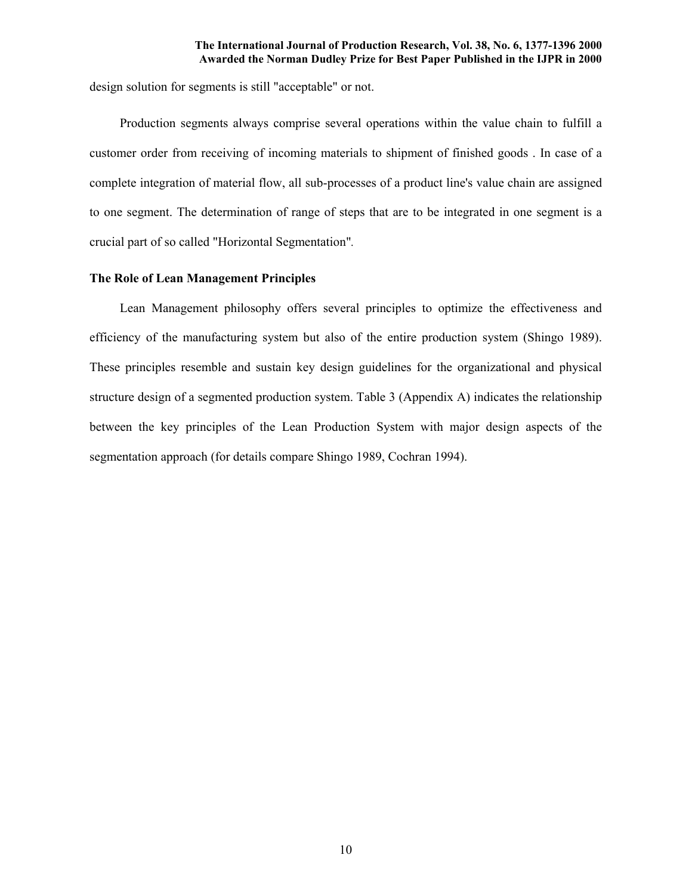design solution for segments is still "acceptable" or not.

Production segments always comprise several operations within the value chain to fulfill a customer order from receiving of incoming materials to shipment of finished goods . In case of a complete integration of material flow, all sub-processes of a product line's value chain are assigned to one segment. The determination of range of steps that are to be integrated in one segment is a crucial part of so called "Horizontal Segmentation".

### The Role of Lean Management Principles

Lean Management philosophy offers several principles to optimize the effectiveness and efficiency of the manufacturing system but also of the entire production system (Shingo 1989). These principles resemble and sustain key design guidelines for the organizational and physical structure design of a segmented production system. Table 3 (Appendix A) indicates the relationship between the key principles of the Lean Production System with major design aspects of the segmentation approach (for details compare Shingo 1989, Cochran 1994).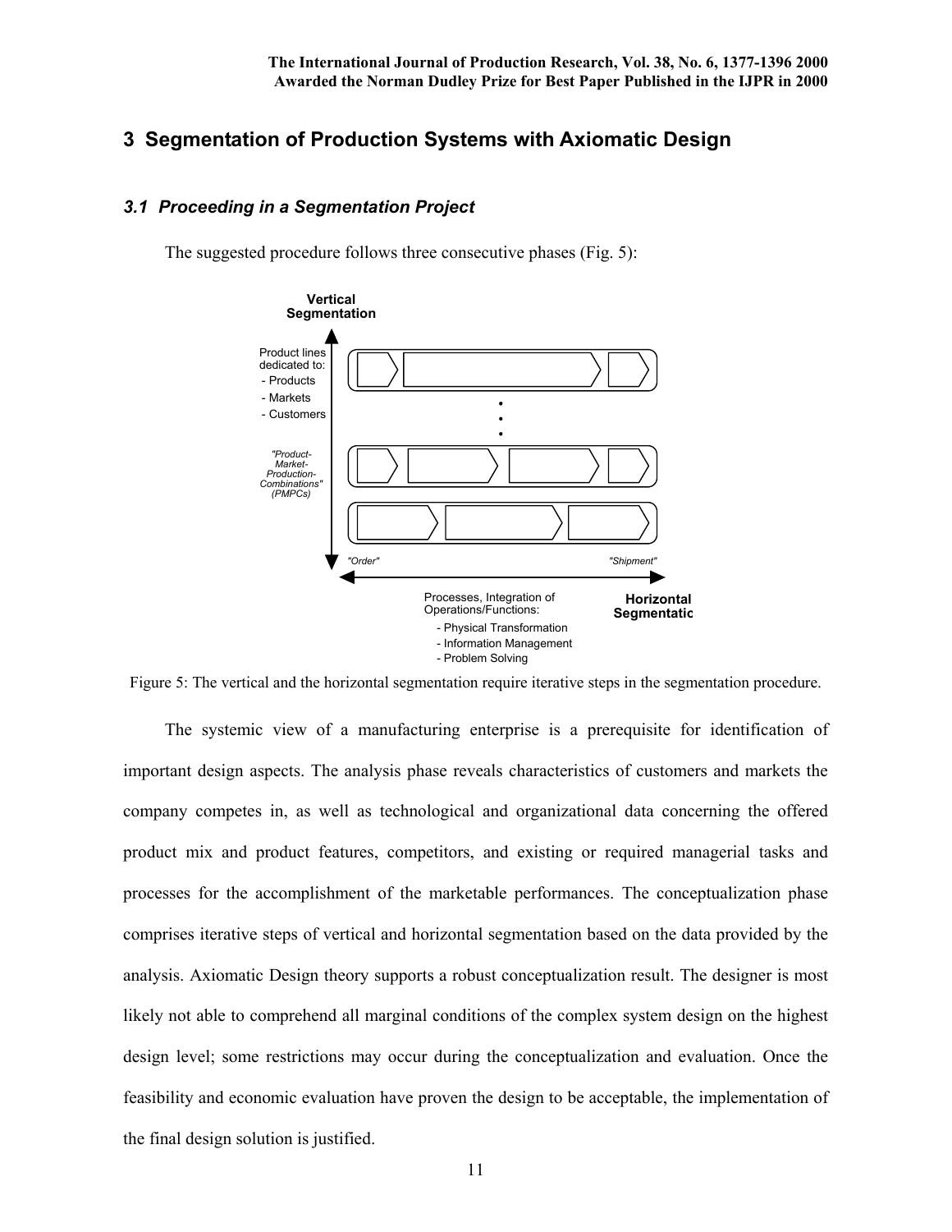## 3 Segmentation of Production Systems with Axiomatic Design

### *3.1 Proceeding in a Segmentation Project*

The suggested procedure follows three consecutive phases (Fig. 5):

Figure 5: The vertical and the horizontal segmentation require iterative steps in the segmentation procedure.

The systemic view of a manufacturing enterprise is a prerequisite for identification of important design aspects. The analysis phase reveals characteristics of customers and markets the company competes in, as well as technological and organizational data concerning the offered product mix and product features, competitors, and existing or required managerial tasks and processes for the accomplishment of the marketable performances. The conceptualization phase comprises iterative steps of vertical and horizontal segmentation based on the data provided by the analysis. Axiomatic Design theory supports a robust conceptualization result. The designer is most likely not able to comprehend all marginal conditions of the complex system design on the highest design level; some restrictions may occur during the conceptualization and evaluation. Once the feasibility and economic evaluation have proven the design to be acceptable, the implementation of the final design solution is justified.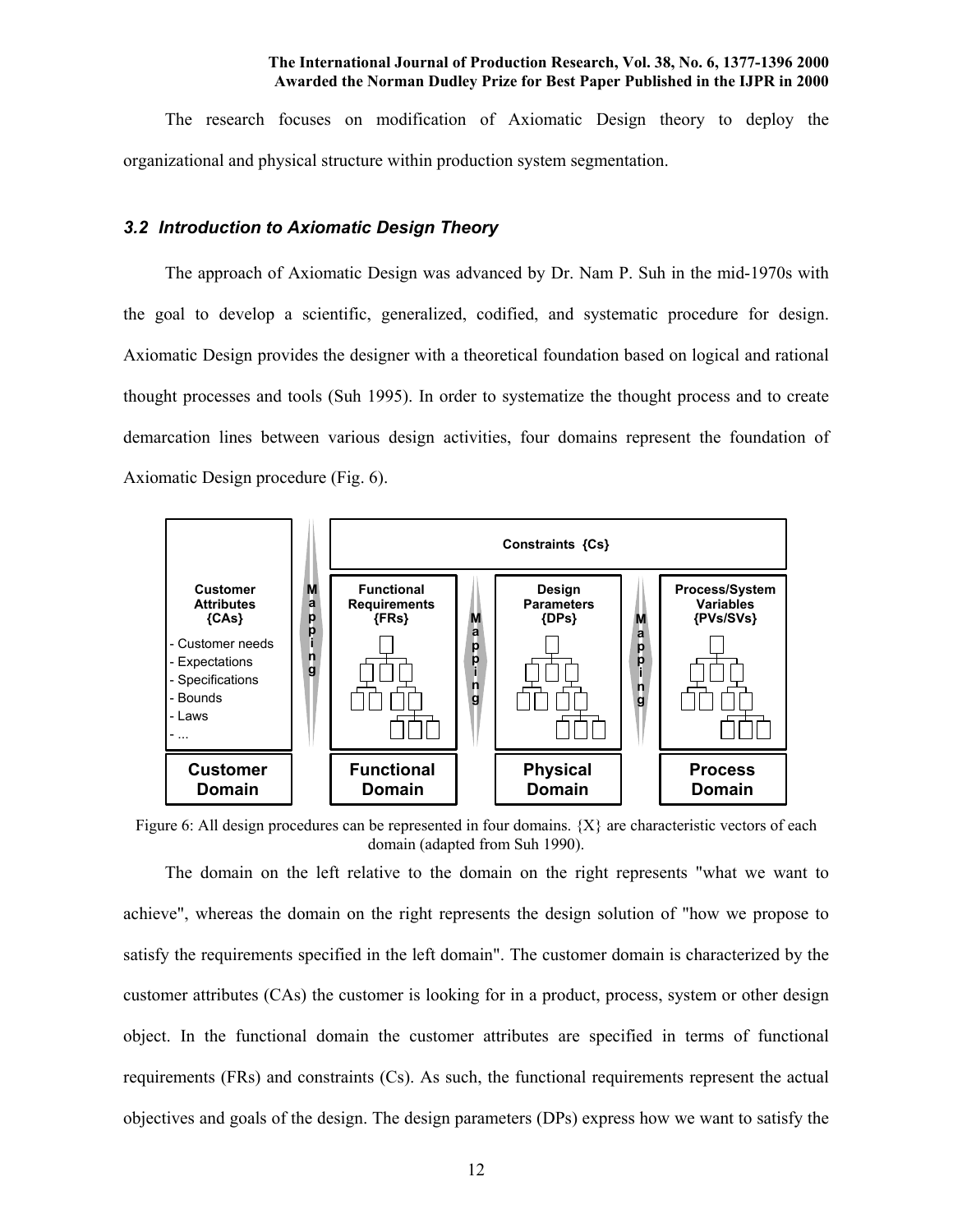The research focuses on modification of Axiomatic Design theory to deploy the organizational and physical structure within production system segmentation.

### 3.2 Introduction to Axiomatic Design Theory

The approach of Axiomatic Design was advanced by Dr. Nam P. Suh in the mid-1970s with the goal to develop a scientific, generalized, codified, and systematic procedure for design. Axiomatic Design provides the designer with a theoretical foundation based on logical and rational thought processes and tools (Suh 1995). In order to systematize the thought process and to create demarcation lines between various design activities, four domains represent the foundation of Axiomatic Design procedure (Fig. 6).

Figure 6: All design procedures can be represented in four domains. {X} are characteristic vectors of each domain (adapted from Suh 1990).

The domain on the left relative to the domain on the right represents "what we want to achieve", whereas the domain on the right represents the design solution of "how we propose to satisfy the requirements specified in the left domain". The customer domain is characterized by the customer attributes (CAs) the customer is looking for in a product, process, system or other design object. In the functional domain the customer attributes are specified in terms of functional requirements (FRs) and constraints (Cs). As such, the functional requirements represent the actual objectives and goals of the design. The design parameters (DPs) express how we want to satisfy the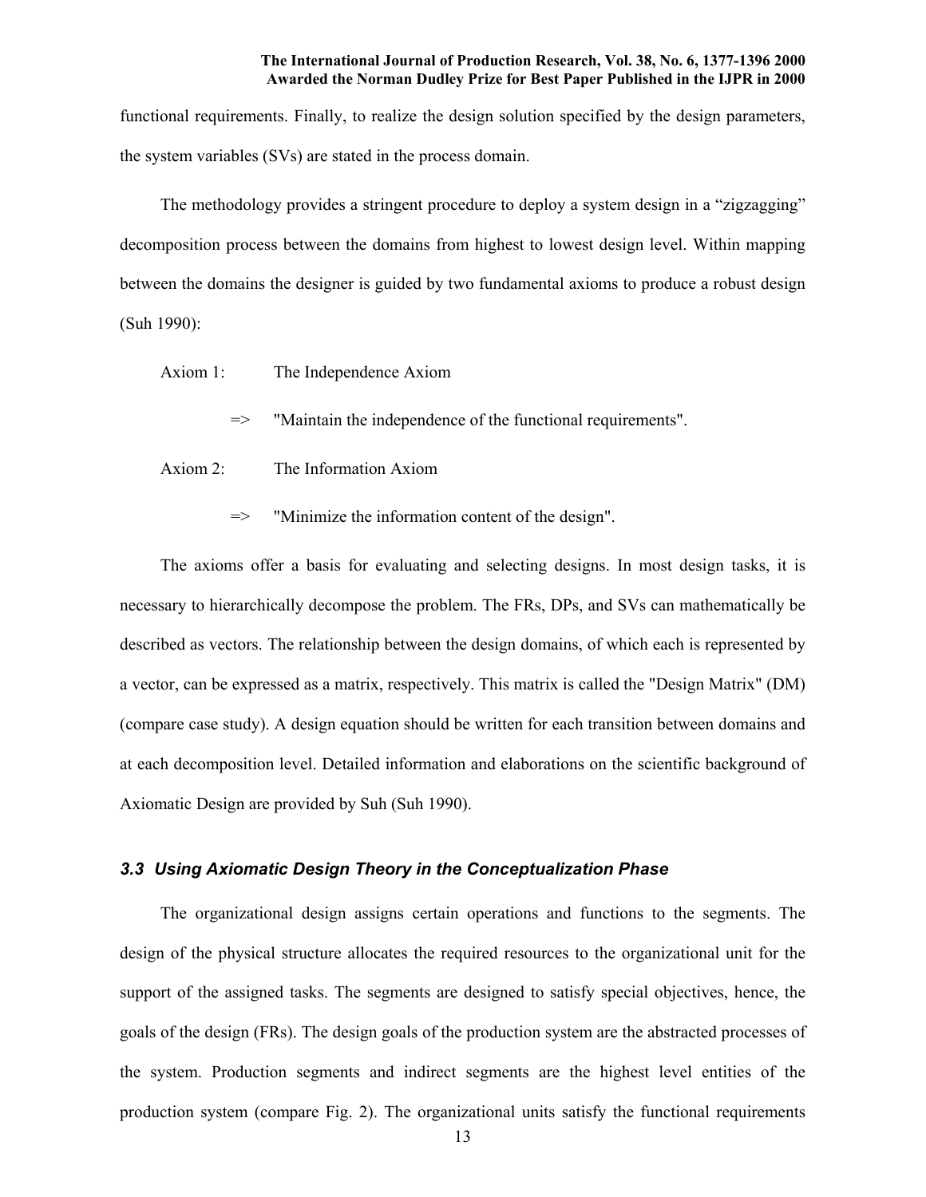functional requirements. Finally, to realize the design solution specified by the design parameters, the system variables (SVs) are stated in the process domain.

The methodology provides a stringent procedure to deploy a system design in a “zigzagging” decomposition process between the domains from highest to lowest design level. Within mapping between the domains the designer is guided by two fundamental axioms to produce a robust design (Suh 1990):

Axiom 1: The Independence Axiom

=> "Maintain the independence of the functional requirements".

Axiom 2: The Information Axiom

=> "Minimize the information content of the design".

The axioms offer a basis for evaluating and selecting designs. In most design tasks, it is necessary to hierarchically decompose the problem. The FRs, DPs, and SVs can mathematically be described as vectors. The relationship between the design domains, of which each is represented by a vector, can be expressed as a matrix, respectively. This matrix is called the "Design Matrix" (DM) (compare case study). A design equation should be written for each transition between domains and at each decomposition level. Detailed information and elaborations on the scientific background of Axiomatic Design are provided by Suh (Suh 1990).

### *3.3 Using Axiomatic Design Theory in the Conceptualization Phase*

The organizational design assigns certain operations and functions to the segments. The design of the physical structure allocates the required resources to the organizational unit for the support of the assigned tasks. The segments are designed to satisfy special objectives, hence, the goals of the design (FRs). The design goals of the production system are the abstracted processes of the system. Production segments and indirect segments are the highest level entities of the production system (compare Fig. 2). The organizational units satisfy the functional requirements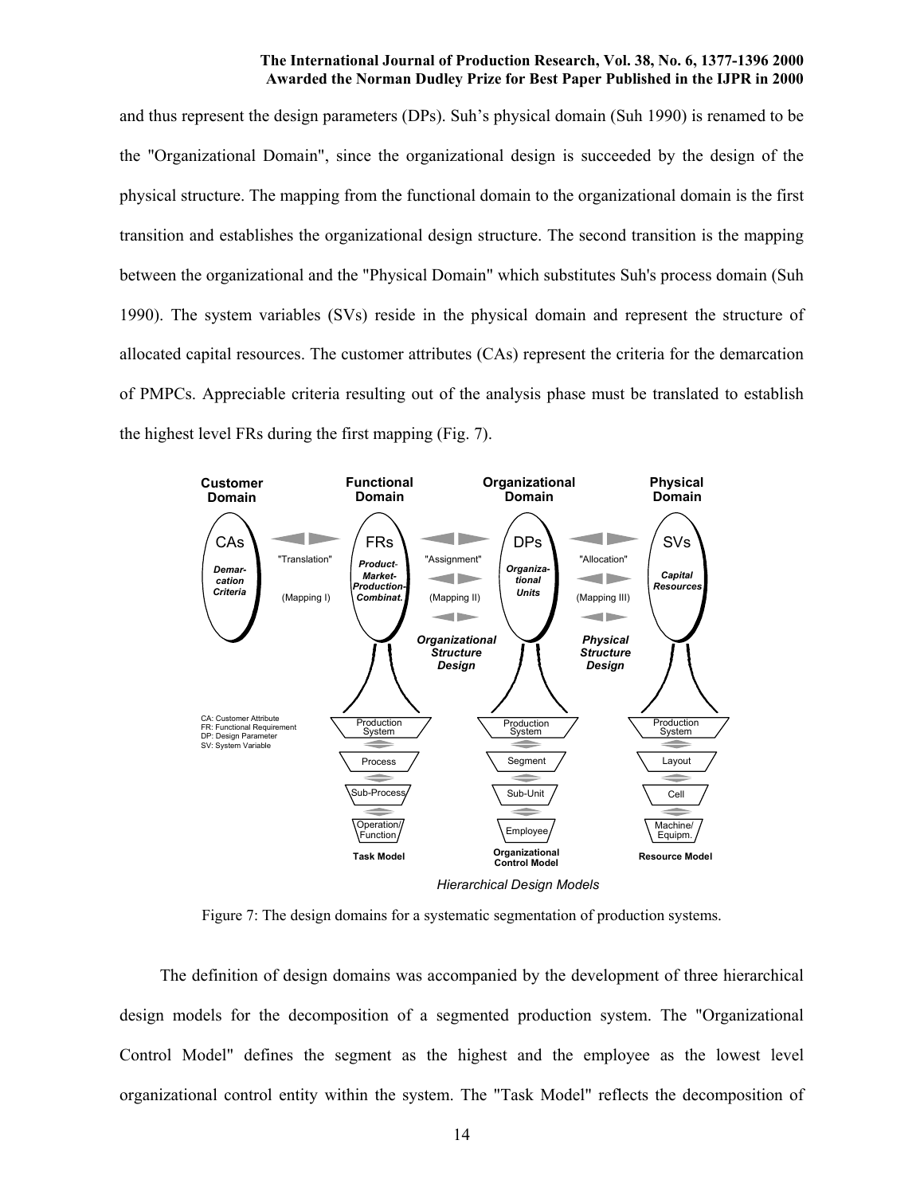and thus represent the design parameters (DPs). Suh's physical domain (Suh 1990) is renamed to be the "Organizational Domain", since the organizational design is succeeded by the design of the physical structure. The mapping from the functional domain to the organizational domain is the first transition and establishes the organizational design structure. The second transition is the mapping between the organizational and the "Physical Domain" which substitutes Suh's process domain (Suh 1990). The system variables (SVs) reside in the physical domain and represent the structure of allocated capital resources. The customer attributes (CAs) represent the criteria for the demarcation of PMPCs. Appreciable criteria resulting out of the analysis phase must be translated to establish the highest level FRs during the first mapping (Fig. 7).

Figure 7: The design domains for a systematic segmentation of production systems.

The definition of design domains was accompanied by the development of three hierarchical design models for the decomposition of a segmented production system. The "Organizational Control Model" defines the segment as the highest and the employee as the lowest level organizational control entity within the system. The "Task Model" reflects the decomposition of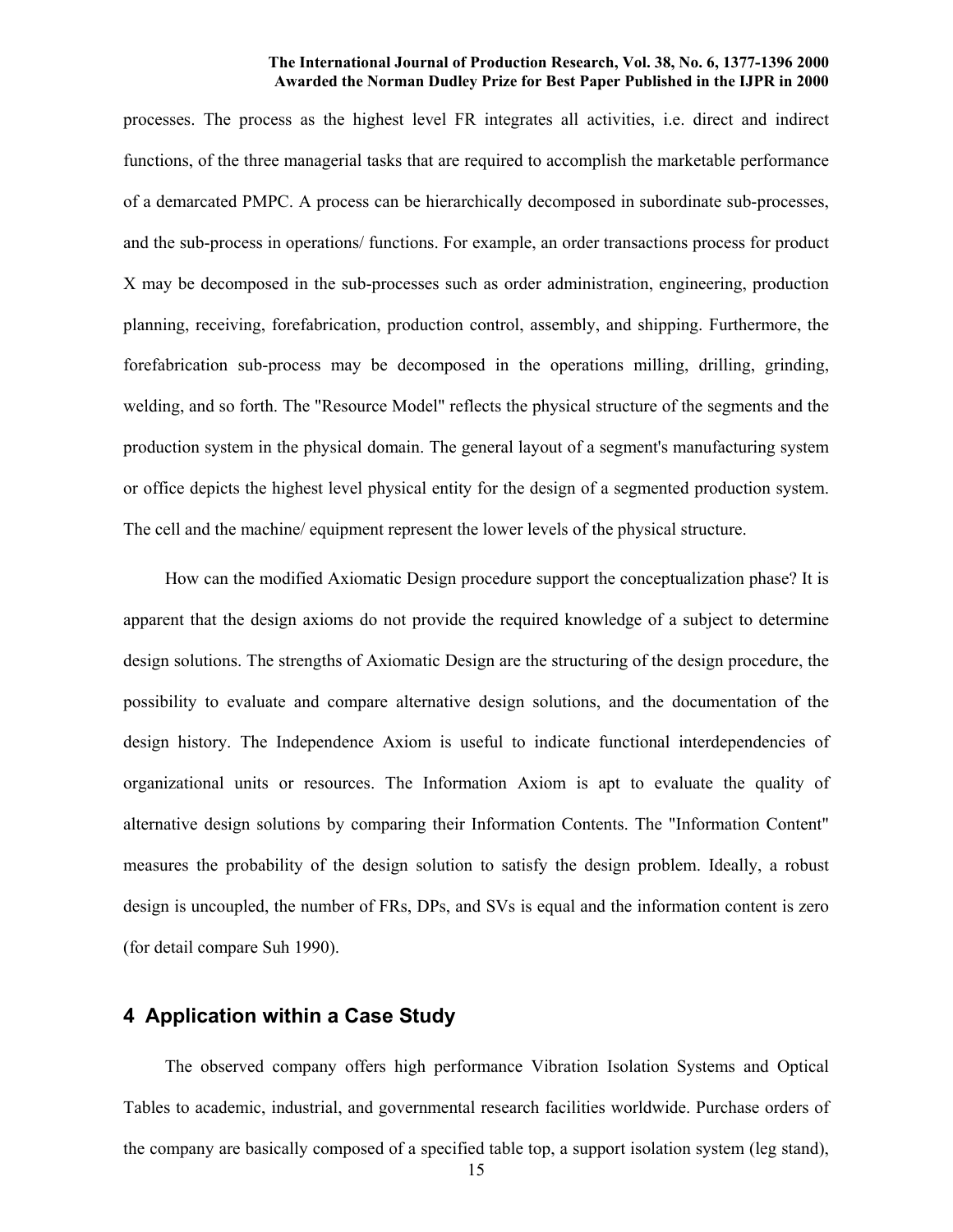processes. The process as the highest level FR integrates all activities, i.e. direct and indirect functions, of the three managerial tasks that are required to accomplish the marketable performance of a demarcated PMPC. A process can be hierarchically decomposed in subordinate sub-processes, and the sub-process in operations/ functions. For example, an order transactions process for product X may be decomposed in the sub-processes such as order administration, engineering, production planning, receiving, forefabrication, production control, assembly, and shipping. Furthermore, the forefabrication sub-process may be decomposed in the operations milling, drilling, grinding, welding, and so forth. The "Resource Model" reflects the physical structure of the segments and the production system in the physical domain. The general layout of a segment's manufacturing system or office depicts the highest level physical entity for the design of a segmented production system. The cell and the machine/ equipment represent the lower levels of the physical structure.

How can the modified Axiomatic Design procedure support the conceptualization phase? It is apparent that the design axioms do not provide the required knowledge of a subject to determine design solutions. The strengths of Axiomatic Design are the structuring of the design procedure, the possibility to evaluate and compare alternative design solutions, and the documentation of the design history. The Independence Axiom is useful to indicate functional interdependencies of organizational units or resources. The Information Axiom is apt to evaluate the quality of alternative design solutions by comparing their Information Contents. The "Information Content" measures the probability of the design solution to satisfy the design problem. Ideally, a robust design is uncoupled, the number of FRs, DPs, and SVs is equal and the information content is zero (for detail compare Suh 1990).

## 4 Application within a Case Study

The observed company offers high performance Vibration Isolation Systems and Optical Tables to academic, industrial, and governmental research facilities worldwide. Purchase orders of the company are basically composed of a specified table top, a support isolation system (leg stand),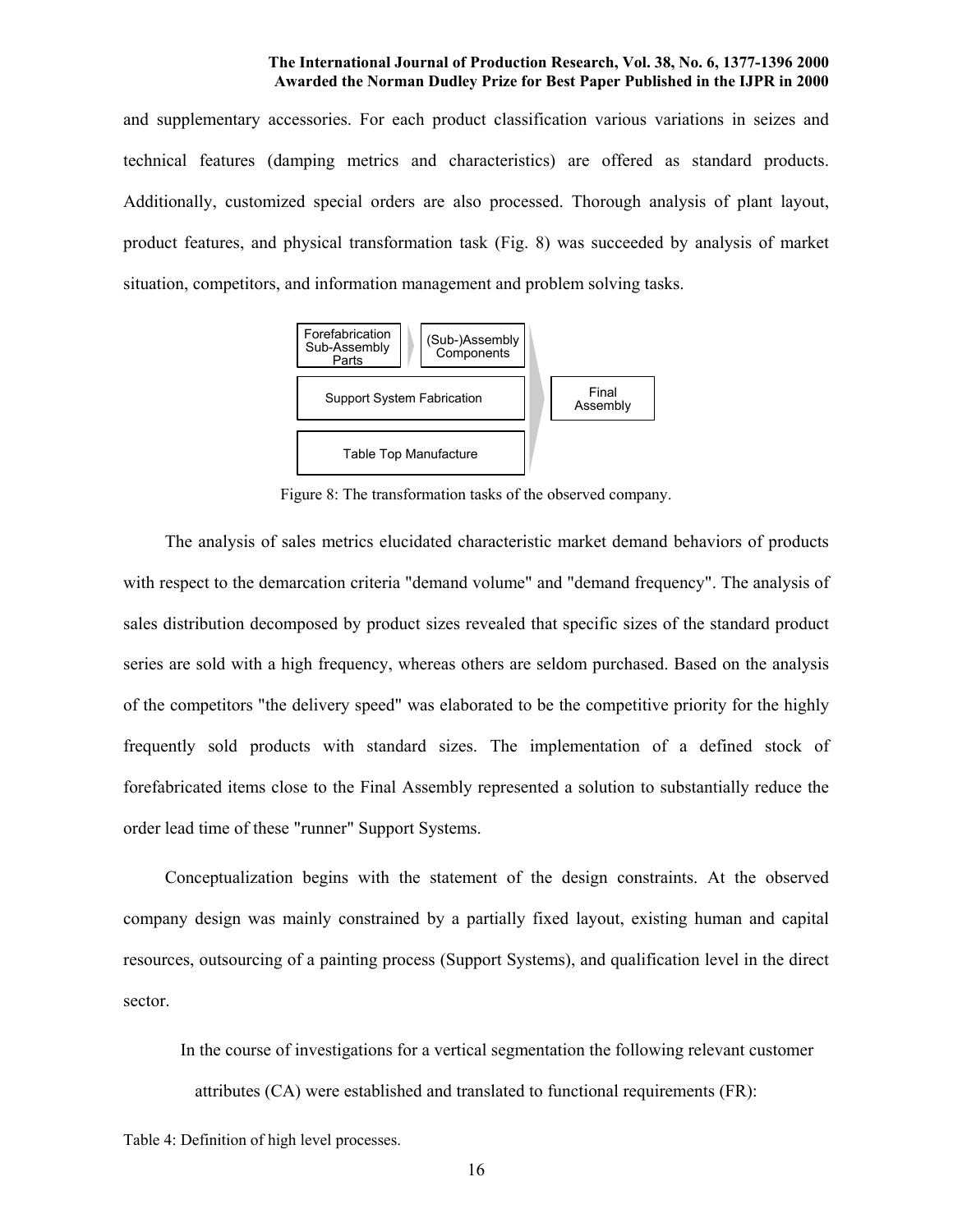and supplementary accessories. For each product classification various variations in seizes and technical features (damping metrics and characteristics) are offered as standard products. Additionally, customized special orders are also processed. Thorough analysis of plant layout, product features, and physical transformation task (Fig. 8) was succeeded by analysis of market situation, competitors, and information management and problem solving tasks.

Figure 8: The transformation tasks of the observed company.

The analysis of sales metrics elucidated characteristic market demand behaviors of products with respect to the demarcation criteria "demand volume" and "demand frequency". The analysis of sales distribution decomposed by product sizes revealed that specific sizes of the standard product series are sold with a high frequency, whereas others are seldom purchased. Based on the analysis of the competitors "the delivery speed" was elaborated to be the competitive priority for the highly frequently sold products with standard sizes. The implementation of a defined stock of forefabricated items close to the Final Assembly represented a solution to substantially reduce the order lead time of these "runner" Support Systems.

Conceptualization begins with the statement of the design constraints. At the observed company design was mainly constrained by a partially fixed layout, existing human and capital resources, outsourcing of a painting process (Support Systems), and qualification level in the direct sector.

In the course of investigations for a vertical segmentation the following relevant customer attributes (CA) were established and translated to functional requirements (FR):

Table 4: Definition of high level processes.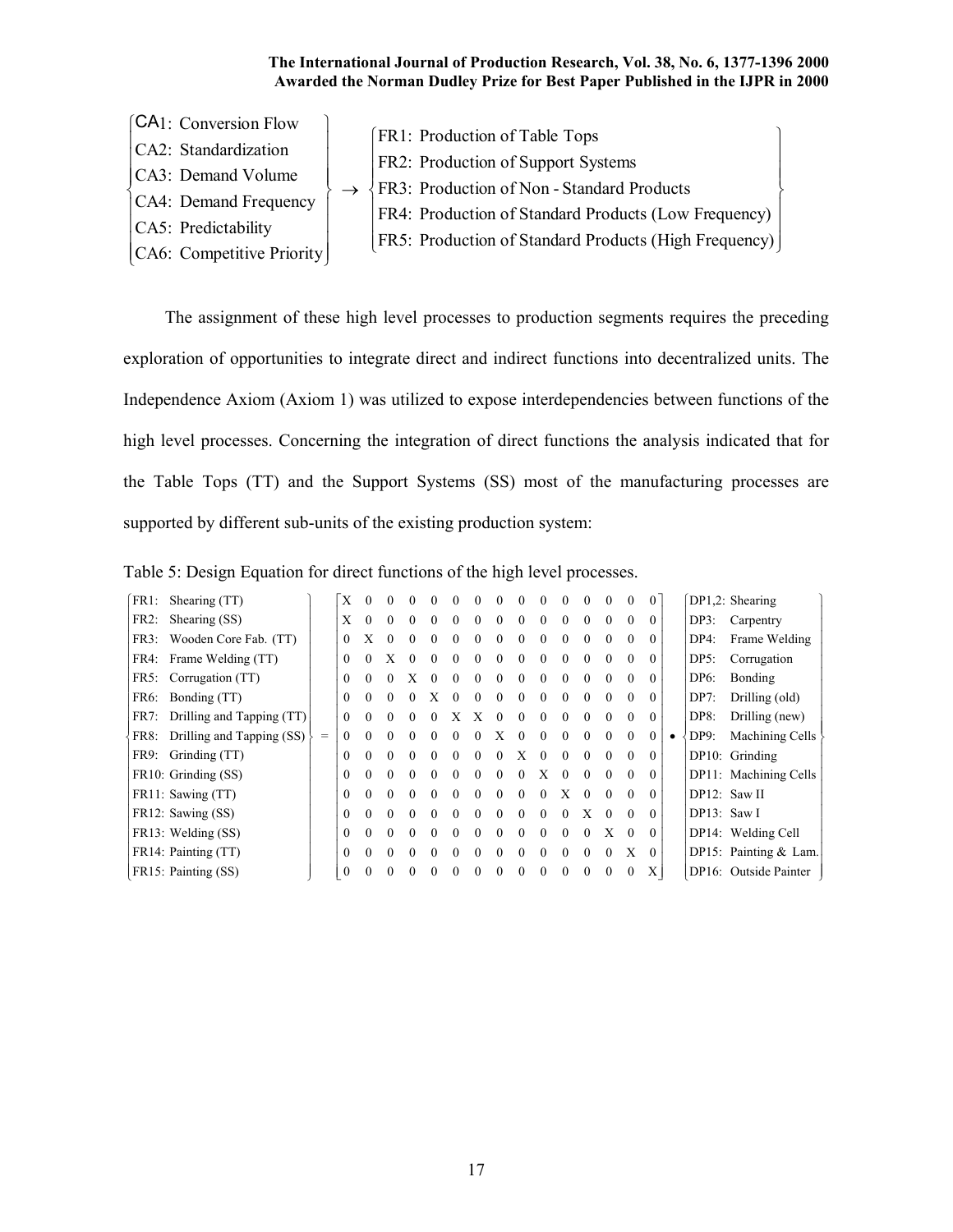$$\begin{Bmatrix} \text{CA1: Conversion Flow} \\ \text{CA2: Standardization} \\ \text{CA3: Demand Volume} \\ \text{CA4: Demand Frequency} \\ \text{CA5: Predictability} \\ \text{CA6: Competitive Priority} \end{Bmatrix} \rightarrow \begin{Bmatrix} \text{FR1: Production of Table Tops} \\ \text{FR2: Production of Support Systems} \\ \text{FR3: Production of Non - Standard Products} \\ \text{FR4: Production of Standard Products (Low Frequency)} \\ \text{FR5: Production of Standard Products (High Frequency)} \end{Bmatrix}$$

The assignment of these high level processes to production segments requires the preceding exploration of opportunities to integrate direct and indirect functions into decentralized units. The Independence Axiom (Axiom 1) was utilized to expose interdependencies between functions of the high level processes. Concerning the integration of direct functions the analysis indicated that for the Table Tops (TT) and the Support Systems (SS) most of the manufacturing processes are supported by different sub-units of the existing production system:

Table 5: Design Equation for direct functions of the high level processes.

$$\begin{Bmatrix} \text{FR1: Shearing (TT)} \\ \text{FR2: Shearing (SS)} \\ \text{FR3: Wooden Core Fab. (TT)} \\ \text{FR4: Frame Welding (TT)} \\ \text{FR5: Corrugation (TT)} \\ \text{FR6: Bonding (TT)} \\ \text{FR7: Drilling and Tapping (TT)} \\ \text{FR8: Drilling and Tapping (SS)} \\ \text{FR9: Grinding (TT)} \\ \text{FR10: Grinding (SS)} \\ \text{FR11: Sawing (TT)} \\ \text{FR12: Sawing (SS)} \\ \text{FR13: Welding (SS)} \\ \text{FR14: Painting (TT)} \\ \text{FR15: Painting (SS)} \end{Bmatrix} = \begin{bmatrix} X & 0 & 0 & 0 & 0 & 0 & 0 & 0 & 0 & 0 & 0 & 0 & 0 & 0 & 0 \\ X & 0 & 0 & 0 & 0 & 0 & 0 & 0 & 0 & 0 & 0 & 0 & 0 & 0 & 0 \\ 0 & X & 0 & 0 & 0 & 0 & 0 & 0 & 0 & 0 & 0 & 0 & 0 & 0 & 0 \\ 0 & 0 & X & 0 & 0 & 0 & 0 & 0 & 0 & 0 & 0 & 0 & 0 & 0 & 0 \\ 0 & 0 & 0 & X & 0 & 0 & 0 & 0 & 0 & 0 & 0 & 0 & 0 & 0 & 0 \\ 0 & 0 & 0 & 0 & X & 0 & 0 & 0 & 0 & 0 & 0 & 0 & 0 & 0 & 0 \\ 0 & 0 & 0 & 0 & 0 & X & X & 0 & 0 & 0 & 0 & 0 & 0 & 0 & 0 \\ 0 & 0 & 0 & 0 & 0 & 0 & 0 & X & 0 & 0 & 0 & 0 & 0 & 0 & 0 \\ 0 & 0 & 0 & 0 & 0 & 0 & 0 & 0 & X & 0 & 0 & 0 & 0 & 0 & 0 \\ 0 & 0 & 0 & 0 & 0 & 0 & 0 & 0 & 0 & X & 0 & 0 & 0 & 0 & 0 \\ 0 & 0 & 0 & 0 & 0 & 0 & 0 & 0 & 0 & 0 & X & 0 & 0 & 0 & 0 \\ 0 & 0 & 0 & 0 & 0 & 0 & 0 & 0 & 0 & 0 & 0 & X & 0 & 0 & 0 \\ 0 & 0 & 0 & 0 & 0 & 0 & 0 & 0 & 0 & 0 & 0 & 0 & X & 0 & 0 \\ 0 & 0 & 0 & 0 & 0 & 0 & 0 & 0 & 0 & 0 & 0 & 0 & 0 & X & 0 \\ 0 & 0 & 0 & 0 & 0 & 0 & 0 & 0 & 0 & 0 & 0 & 0 & 0 & 0 & X \end{bmatrix} \bullet \begin{Bmatrix} \text{DP1,2: Shearing} \\ \text{DP3: Carpentry} \\ \text{DP4: Frame Welding} \\ \text{DP5: Corrugation} \\ \text{DP6: Bonding} \\ \text{DP7: Drilling (old)} \\ \text{DP8: Drilling (new)} \\ \text{DP9: Machining Cells} \\ \text{DP10: Grinding} \\ \text{DP11: Machining Cells} \\ \text{DP12: Saw II} \\ \text{DP13: Saw I} \\ \text{DP14: Welding Cell} \\ \text{DP15: Painting \& Lam.} \\ \text{DP16: Outside Painter} \end{Bmatrix}$$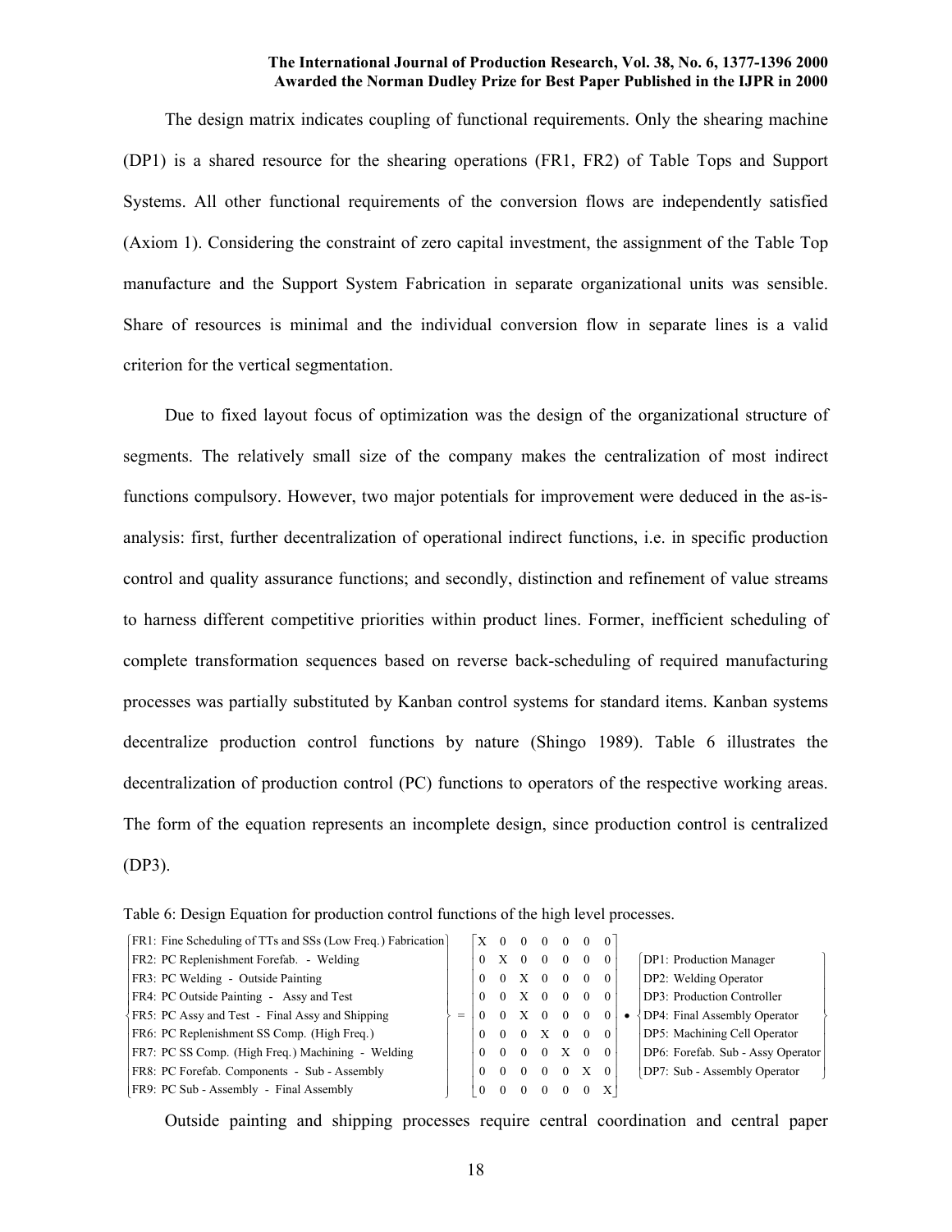The design matrix indicates coupling of functional requirements. Only the shearing machine (DP1) is a shared resource for the shearing operations (FR1, FR2) of Table Tops and Support Systems. All other functional requirements of the conversion flows are independently satisfied (Axiom 1). Considering the constraint of zero capital investment, the assignment of the Table Top manufacture and the Support System Fabrication in separate organizational units was sensible. Share of resources is minimal and the individual conversion flow in separate lines is a valid criterion for the vertical segmentation.

Due to fixed layout focus of optimization was the design of the organizational structure of segments. The relatively small size of the company makes the centralization of most indirect functions compulsory. However, two major potentials for improvement were deduced in the as-is-analysis: first, further decentralization of operational indirect functions, i.e. in specific production control and quality assurance functions; and secondly, distinction and refinement of value streams to harness different competitive priorities within product lines. Former, inefficient scheduling of complete transformation sequences based on reverse back-scheduling of required manufacturing processes was partially substituted by Kanban control systems for standard items. Kanban systems decentralize production control functions by nature (Shingo 1989). Table 6 illustrates the decentralization of production control (PC) functions to operators of the respective working areas. The form of the equation represents an incomplete design, since production control is centralized (DP3).

Table 6: Design Equation for production control functions of the high level processes.

$$
\begin{Bmatrix}
\text{FR1: Fine Scheduling of TTs and SSs (Low Freq.) Fabrication} \\
\text{FR2: PC Replenishment Forefab. - Welding} \\
\text{FR3: PC Welding - Outside Painting} \\
\text{FR4: PC Outside Painting - Assy and Test} \\
\text{FR5: PC Assy and Test - Final Assy and Shipping} \\
\text{FR6: PC Replenishment SS Comp. (High Freq.)} \\
\text{FR7: PC SS Comp. (High Freq.) Machining - Welding} \\
\text{FR8: PC Forefab. Components - Sub - Assembly} \\
\text{FR9: PC Sub - Assembly - Final Assembly}
\end{Bmatrix}
=
\begin{bmatrix}
X & 0 & 0 & 0 & 0 & 0 & 0 \\
0 & X & 0 & 0 & 0 & 0 & 0 \\
0 & 0 & X & 0 & 0 & 0 & 0 \\
0 & 0 & X & 0 & 0 & 0 & 0 \\
0 & 0 & X & 0 & 0 & 0 & 0 \\
0 & 0 & 0 & X & 0 & 0 & 0 \\
0 & 0 & 0 & 0 & X & 0 & 0 \\
0 & 0 & 0 & 0 & 0 & X & 0 \\
0 & 0 & 0 & 0 & 0 & 0 & X
\end{bmatrix}
\bullet
\begin{Bmatrix}
\text{DP1: Production Manager} \\
\text{DP2: Welding Operator} \\
\text{DP3: Production Controller} \\
\text{DP4: Final Assembly Operator} \\
\text{DP5: Machining Cell Operator} \\
\text{DP6: Forefab. Sub - Assy Operator} \\
\text{DP7: Sub - Assembly Operator}
\end{Bmatrix}
$$

Outside painting and shipping processes require central coordination and central paper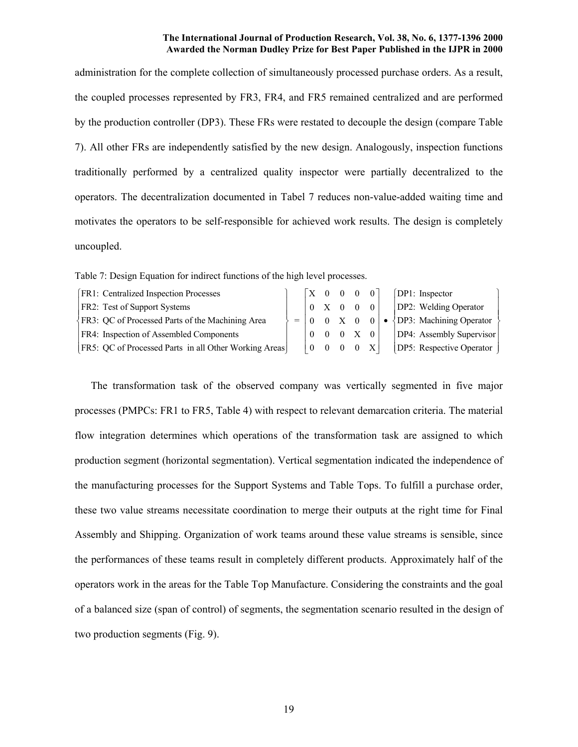administration for the complete collection of simultaneously processed purchase orders. As a result, the coupled processes represented by FR3, FR4, and FR5 remained centralized and are performed by the production controller (DP3). These FRs were restated to decouple the design (compare Table 7). All other FRs are independently satisfied by the new design. Analogously, inspection functions traditionally performed by a centralized quality inspector were partially decentralized to the operators. The decentralization documented in Tabel 7 reduces non-value-added waiting time and motivates the operators to be self-responsible for achieved work results. The design is completely uncoupled.

Table 7: Design Equation for indirect functions of the high level processes.

$$
\begin{Bmatrix}
\text{FR1: Centralized Inspection Processes} \\
\text{FR2: Test of Support Systems} \\
\text{FR3: QC of Processed Parts of the Machining Area} \\
\text{FR4: Inspection of Assembled Components} \\
\text{FR5: QC of Processed Parts in all Other Working Areas}
\end{Bmatrix}
=
\begin{bmatrix}
X & 0 & 0 & 0 & 0 \\
0 & X & 0 & 0 & 0 \\
0 & 0 & X & 0 & 0 \\
0 & 0 & 0 & X & 0 \\
0 & 0 & 0 & 0 & X
\end{bmatrix}
\bullet
\begin{Bmatrix}
\text{DP1: Inspector} \\
\text{DP2: Welding Operator} \\
\text{DP3: Machining Operator} \\
\text{DP4: Assembly Supervisor} \\
\text{DP5: Respective Operator}
\end{Bmatrix}
$$

The transformation task of the observed company was vertically segmented in five major processes (PMPCs: FR1 to FR5, Table 4) with respect to relevant demarcation criteria. The material flow integration determines which operations of the transformation task are assigned to which production segment (horizontal segmentation). Vertical segmentation indicated the independence of the manufacturing processes for the Support Systems and Table Tops. To fulfill a purchase order, these two value streams necessitate coordination to merge their outputs at the right time for Final Assembly and Shipping. Organization of work teams around these value streams is sensible, since the performances of these teams result in completely different products. Approximately half of the operators work in the areas for the Table Top Manufacture. Considering the constraints and the goal of a balanced size (span of control) of segments, the segmentation scenario resulted in the design of two production segments (Fig. 9).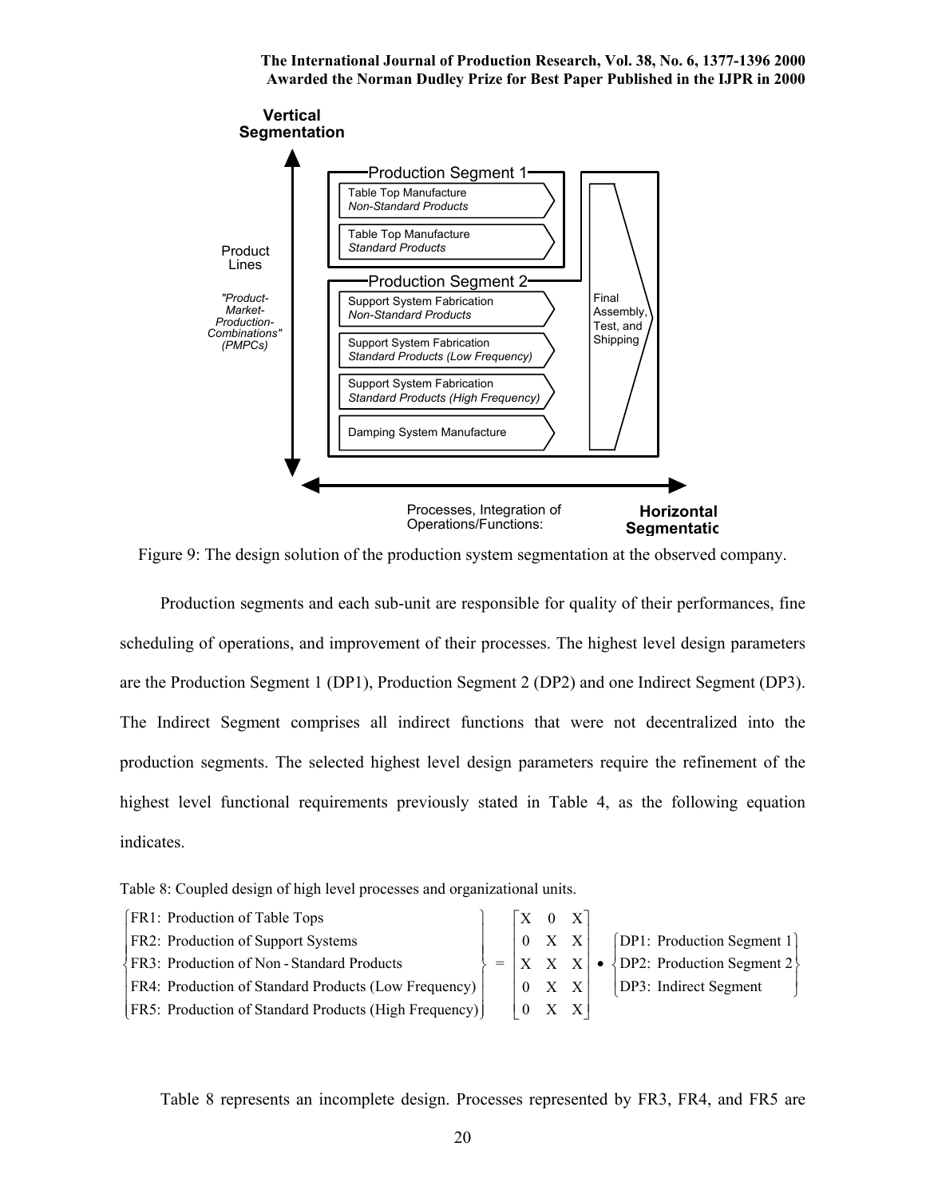Figure 9: The design solution of the production system segmentation at the observed company.

Production segments and each sub-unit are responsible for quality of their performances, fine scheduling of operations, and improvement of their processes. The highest level design parameters are the Production Segment 1 (DP1), Production Segment 2 (DP2) and one Indirect Segment (DP3). The Indirect Segment comprises all indirect functions that were not decentralized into the production segments. The selected highest level design parameters require the refinement of the highest level functional requirements previously stated in Table 4, as the following equation indicates.

Table 8: Coupled design of high level processes and organizational units.

$$
\begin{Bmatrix}
\text{FR1: Production of Table Tops} \\
\text{FR2: Production of Support Systems} \\
\text{FR3: Production of Non-Standard Products} \\
\text{FR4: Production of Standard Products (Low Frequency)} \\
\text{FR5: Production of Standard Products (High Frequency)}
\end{Bmatrix}
=
\begin{bmatrix}
X & 0 & X \\
0 & X & X \\
X & X & X \\
0 & X & X \\
0 & X & X
\end{bmatrix}
\bullet
\begin{Bmatrix}
\text{DP1: Production Segment 1} \\
\text{DP2: Production Segment 2} \\
\text{DP3: Indirect Segment}
\end{Bmatrix}
$$

Table 8 represents an incomplete design. Processes represented by FR3, FR4, and FR5 are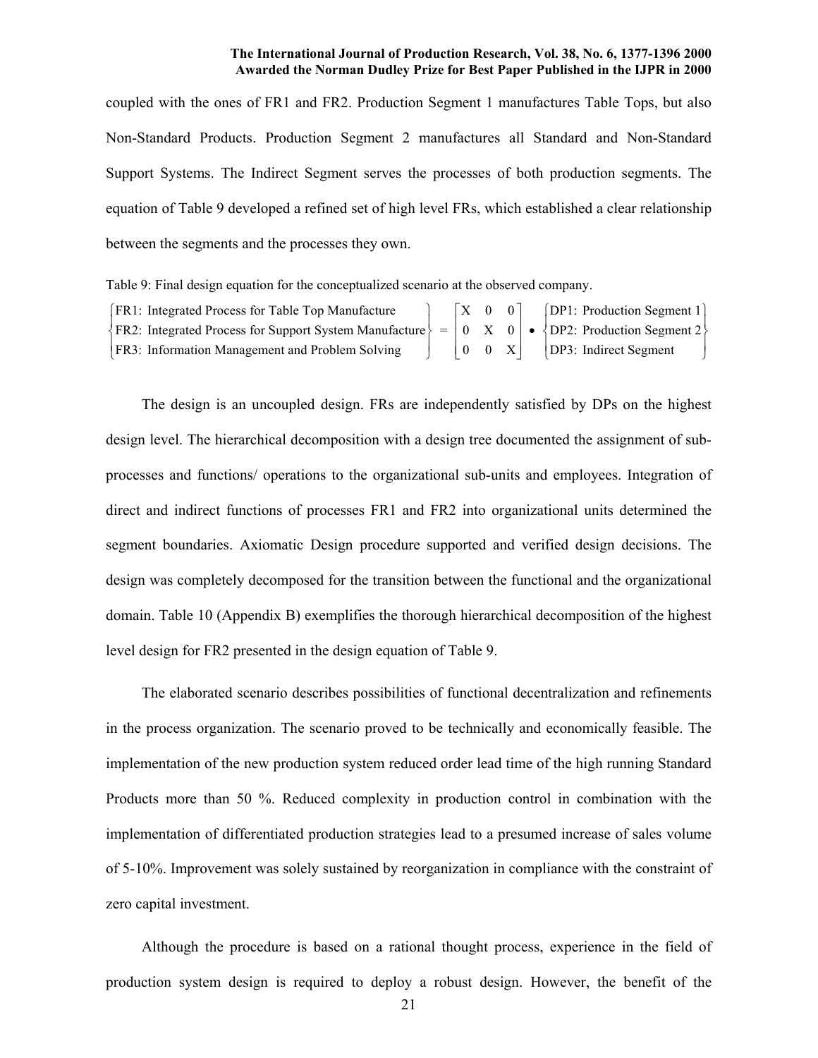coupled with the ones of FR1 and FR2. Production Segment 1 manufactures Table Tops, but also Non-Standard Products. Production Segment 2 manufactures all Standard and Non-Standard Support Systems. The Indirect Segment serves the processes of both production segments. The equation of Table 9 developed a refined set of high level FRs, which established a clear relationship between the segments and the processes they own.

Table 9: Final design equation for the conceptualized scenario at the observed company.

$$\begin{Bmatrix} \text{FR1: Integrated Process for Table Top Manufacture} \\ \text{FR2: Integrated Process for Support System Manufacture} \\ \text{FR3: Information Management and Problem Solving} \end{Bmatrix} = \begin{bmatrix} X & 0 & 0 \\ 0 & X & 0 \\ 0 & 0 & X \end{bmatrix} \bullet \begin{Bmatrix} \text{DP1: Production Segment 1} \\ \text{DP2: Production Segment 2} \\ \text{DP3: Indirect Segment} \end{Bmatrix}$$

The design is an uncoupled design. FRs are independently satisfied by DPs on the highest design level. The hierarchical decomposition with a design tree documented the assignment of sub-processes and functions/ operations to the organizational sub-units and employees. Integration of direct and indirect functions of processes FR1 and FR2 into organizational units determined the segment boundaries. Axiomatic Design procedure supported and verified design decisions. The design was completely decomposed for the transition between the functional and the organizational domain. Table 10 (Appendix B) exemplifies the thorough hierarchical decomposition of the highest level design for FR2 presented in the design equation of Table 9.

The elaborated scenario describes possibilities of functional decentralization and refinements in the process organization. The scenario proved to be technically and economically feasible. The implementation of the new production system reduced order lead time of the high running Standard Products more than 50 %. Reduced complexity in production control in combination with the implementation of differentiated production strategies lead to a presumed increase of sales volume of 5-10%. Improvement was solely sustained by reorganization in compliance with the constraint of zero capital investment.

Although the procedure is based on a rational thought process, experience in the field of production system design is required to deploy a robust design. However, the benefit of the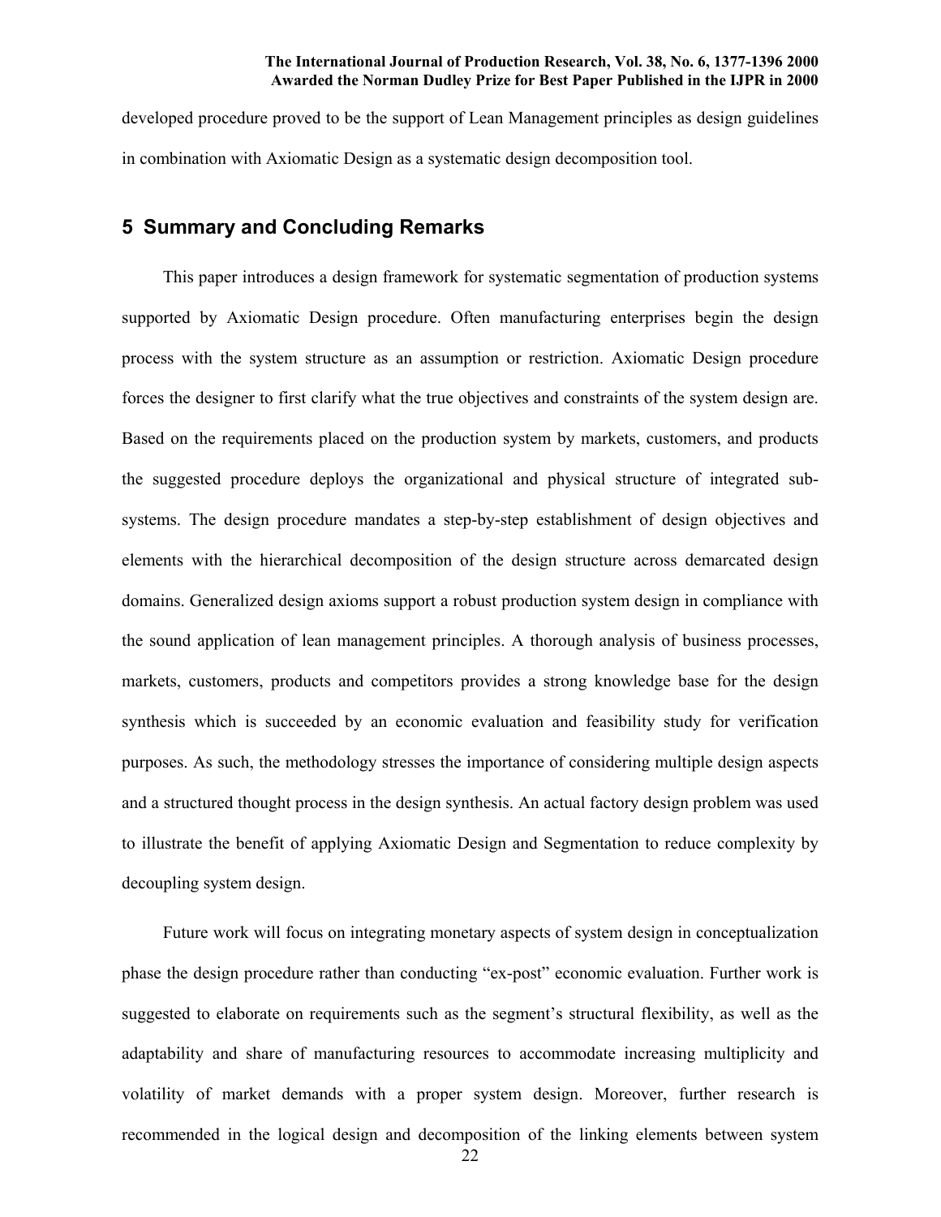developed procedure proved to be the support of Lean Management principles as design guidelines in combination with Axiomatic Design as a systematic design decomposition tool.

## 5 Summary and Concluding Remarks

This paper introduces a design framework for systematic segmentation of production systems supported by Axiomatic Design procedure. Often manufacturing enterprises begin the design process with the system structure as an assumption or restriction. Axiomatic Design procedure forces the designer to first clarify what the true objectives and constraints of the system design are. Based on the requirements placed on the production system by markets, customers, and products the suggested procedure deploys the organizational and physical structure of integrated sub-systems. The design procedure mandates a step-by-step establishment of design objectives and elements with the hierarchical decomposition of the design structure across demarcated design domains. Generalized design axioms support a robust production system design in compliance with the sound application of lean management principles. A thorough analysis of business processes, markets, customers, products and competitors provides a strong knowledge base for the design synthesis which is succeeded by an economic evaluation and feasibility study for verification purposes. As such, the methodology stresses the importance of considering multiple design aspects and a structured thought process in the design synthesis. An actual factory design problem was used to illustrate the benefit of applying Axiomatic Design and Segmentation to reduce complexity by decoupling system design.

Future work will focus on integrating monetary aspects of system design in conceptualization phase the design procedure rather than conducting "ex-post" economic evaluation. Further work is suggested to elaborate on requirements such as the segment's structural flexibility, as well as the adaptability and share of manufacturing resources to accommodate increasing multiplicity and volatility of market demands with a proper system design. Moreover, further research is recommended in the logical design and decomposition of the linking elements between system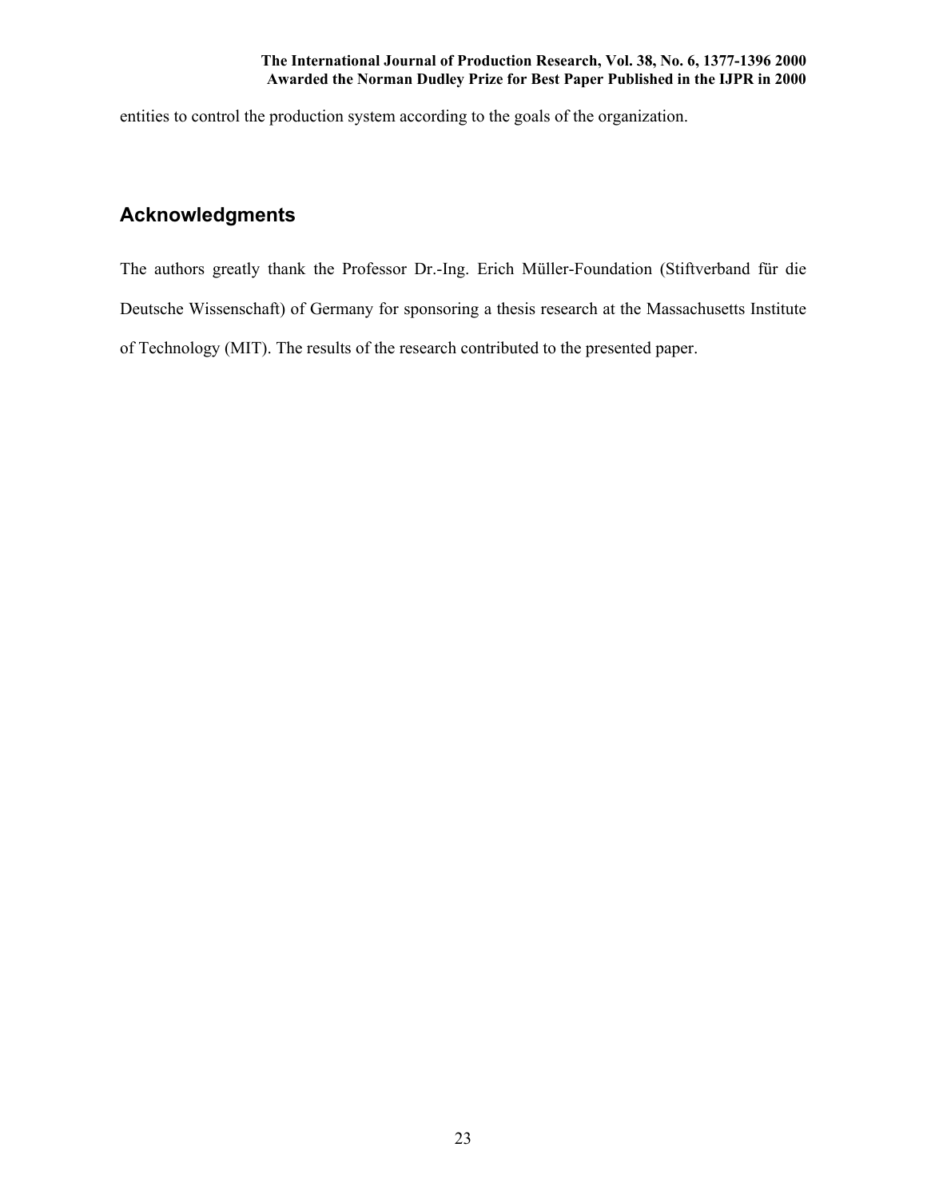entities to control the production system according to the goals of the organization.

## Acknowledgments

The authors greatly thank the Professor Dr.-Ing. Erich Müller-Foundation (Stiftverband für die Deutsche Wissenschaft) of Germany for sponsoring a thesis research at the Massachusetts Institute of Technology (MIT). The results of the research contributed to the presented paper.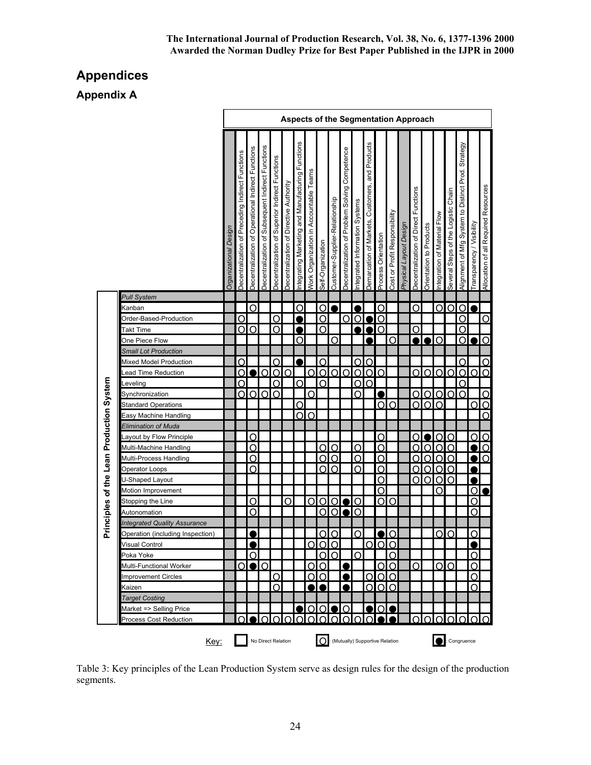## Appendices

### Appendix A

| Principles of the Lean Production System | Aspects of the Segmentation Approach | | | | | | | | | | | | | | | | | | | | | | |
|---|---|---|---|---|---|---|---|---|---|---|---|---|---|---|---|---|---|---|---|---|---|---|---|
| | *Organizational Design* | Decentralization of Preceding Indirect Functions | Decentralization of Operational Indirect Functions | Decentralization of Subsequent Indirect Functions | Decentralization of Superior Indirect Functions | Decentralization of Directive Authority | Integrating Marketing and Manufacturing Functions | Work Organization in Accountable Teams | Self-Organization | Customer-Supplier-Relationship | Decentralization of Problem Solving Competence | Integrated Information Systems | Demarcation of Markets, Customers, and Products | Process Orientation | Cost or Profit Responsibility | *Physical Layout Design* | Decentralization of Direct Functions | Orientation to Products | Integration of Material Flow | Several Steps of the Logistic Chain | Alignment of Mfg System to Distinct Prod. Strategy | Transparency / Visibility | Allocation of all Required Resources |
| *Pull System* | | | | | | | | | | | | | | | | | | | | | | | |
| Kanban | | | ○ | | | | ○ | | ○ | ● | | ● | | ○ | | | ○ | | ○ | ○ | ○ | ● | |
| Order-Based-Production | | ○ | | | ○ | | ● | | ○ | | ○ | ○ | ● | ○ | | | | | | | ○ | | ○ |
| Takt Time | | ○ | ○ | | ○ | | ● | | ○ | | | ● | ● | ○ | | | ○ | | | | ○ | | |
| One Piece Flow | | | | | | | ○ | | | ○ | | | ● | | ○ | | ● | ● | ○ | | ○ | ● | ○ |
| *Small Lot Production* | | | | | | | | | | | | | | | | | | | | | | | |
| Mixed Model Production | | ○ | | | ○ | | ● | | ○ | | | ○ | ○ | | | | | | | | ○ | | ○ |
| Lead Time Reduction | | ○ | ● | ○ | ○ | ○ | | ○ | ○ | ○ | ○ | ○ | ○ | ○ | | | ○ | ○ | ○ | ○ | ○ | ○ | ○ |
| Leveling | | ○ | | | ○ | | ○ | | ○ | | | ○ | ○ | | | | | | | | ○ | | |
| Synchronization | | ○ | ○ | ○ | ○ | | | ○ | | | | ○ | | ● | | | ○ | ○ | ○ | ○ | ○ | | ○ |
| Standard Operations | | | | | | | ○ | | | | | | | ○ | ○ | | ○ | ○ | ○ | | | ○ | ○ |
| Easy Machine Handling | | | | | | | ○ | ○ | | | | | | | | | | | | | | | ○ |
| *Elimination of Muda* | | | | | | | | | | | | | | | | | | | | | | | |
| Layout by Flow Principle | | | ○ | | | | | | | | | | | ○ | | | ○ | ● | ○ | ○ | | ○ | ○ |
| Multi-Machine Handling | | | ○ | | | | | | ○ | ○ | | ○ | | ○ | | | ○ | ○ | ○ | ○ | | ● | ○ |
| Multi-Process Handling | | | ○ | | | | | | ○ | ○ | | ○ | | ○ | | | ○ | ○ | ○ | ○ | | ● | ○ |
| Operator Loops | | | ○ | | | | | | ○ | ○ | | ○ | | ○ | | | ○ | ○ | ○ | ○ | | ● | |
| U-Shaped Layout | | | | | | | | | | | | | | ○ | | | ○ | ○ | ○ | ○ | | ● | |
| Motion Improvement | | | | | | | | | | | | | | ○ | | | | | ○ | | | ○ | ● |
| Stopping the Line | | | ○ | | | ○ | | ○ | ○ | ○ | ● | ○ | | ○ | ○ | | | | | | | ○ | |
| Autonomation | | | ○ | | | | | | ○ | ○ | ● | ○ | | | | | | | | | | ○ | |
| *Integrated Quality Assurance* | | | | | | | | | | | | | | | | | | | | | | | |
| Operation (including Inspection) | | | ● | | | | | | ○ | ○ | | ○ | | ● | ○ | | | | ○ | ○ | | ○ | |
| Visual Control | | | ● | | | | | ○ | ○ | ○ | | | ○ | ○ | ○ | | | | | | | ● | |
| Poka Yoke | | | ○ | | | | | | ○ | ○ | | ○ | | | ○ | | | | | | | ○ | |
| Multi-Functional Worker | | ○ | ● | ○ | | | | ○ | ○ | | ● | | | ○ | ○ | | ○ | | ○ | ○ | | ○ | |
| Improvement Circles | | | | | ○ | | | ○ | ○ | | ● | | ○ | ○ | ○ | | | | | | | ○ | |
| Kaizen | | | | | ○ | | | ● | ● | | ● | | ○ | ○ | ○ | | | | | | | ○ | |
| *Target Costing* | | | | | | | | | | | | | | | | | | | | | | | |
| Market => Selling Price | | | | | | | ● | ○ | ○ | ● | ○ | | ● | ○ | ● | | | | | | | | |
| Process Cost Reduction | | ○ | ● | ○ | ○ | ○ | ○ | ○ | ○ | ○ | ○ | ○ | ○ | ● | ● | | ○ | ○ | ○ | ○ | ○ | ○ | ○ |

Key: (blank): No Direct Relation; ○: (Mutually) Supportive Relation; ●: Congruence

Table 3: Key principles of the Lean Production System serve as design rules for the design of the production segments.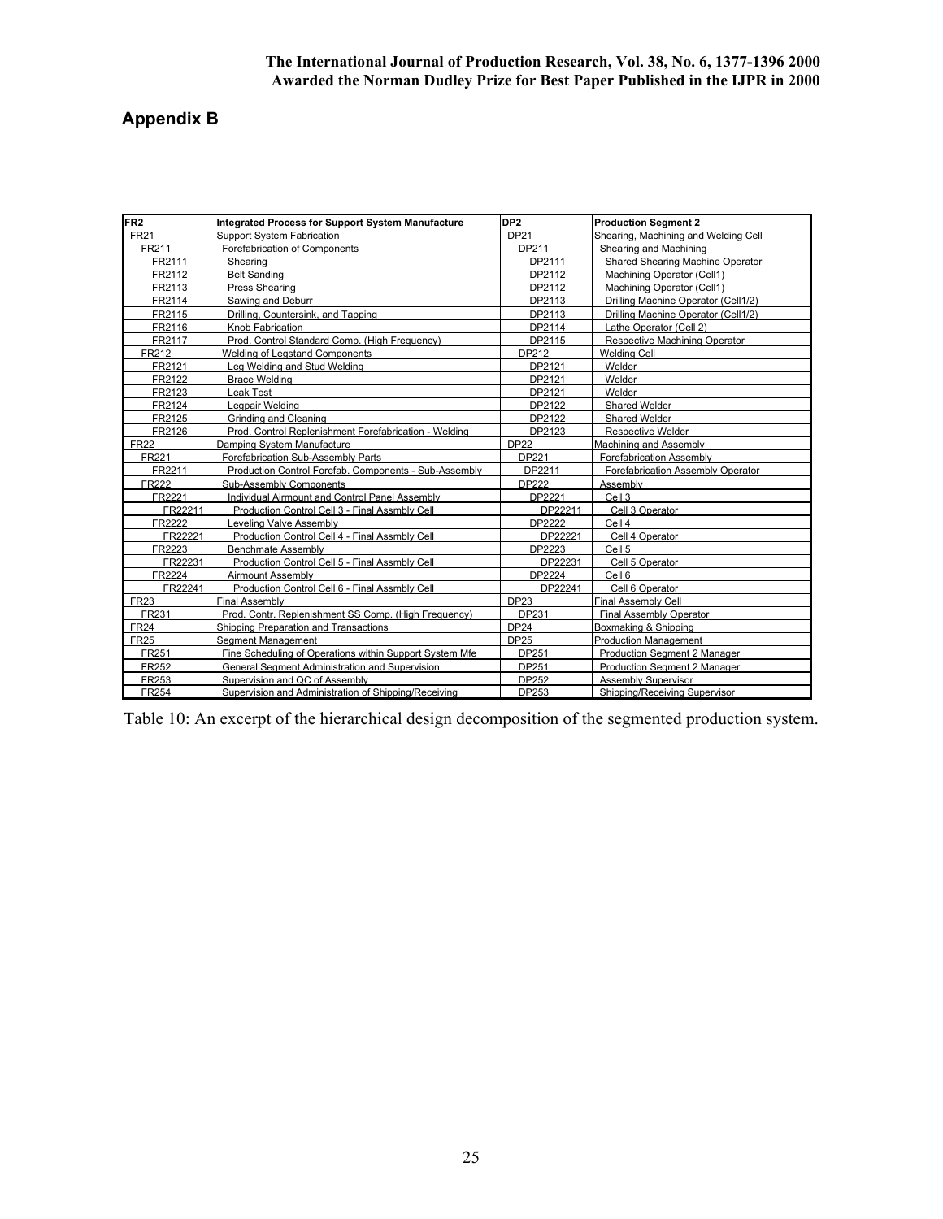## Appendix B

| FR2 | Integrated Process for Support System Manufacture | DP2 | Production Segment 2 |
|---|---|---|---|
| FR21 | Support System Fabrication | DP21 | Shearing, Machining and Welding Cell |
| FR211 | Forefabrication of Components | DP211 | Shearing and Machining |
| FR2111 | Shearing | DP2111 | Shared Shearing Machine Operator |
| FR2112 | Belt Sanding | DP2112 | Machining Operator (Cell1) |
| FR2113 | Press Shearing | DP2112 | Machining Operator (Cell1) |
| FR2114 | Sawing and Deburr | DP2113 | Drilling Machine Operator (Cell1/2) |
| FR2115 | Drilling, Countersink, and Tapping | DP2113 | Drilling Machine Operator (Cell1/2) |
| FR2116 | Knob Fabrication | DP2114 | Lathe Operator (Cell 2) |
| FR2117 | Prod. Control Standard Comp. (High Frequency) | DP2115 | Respective Machining Operator |
| FR212 | Welding of Legstand Components | DP212 | Welding Cell |
| FR2121 | Leg Welding and Stud Welding | DP2121 | Welder |
| FR2122 | Brace Welding | DP2121 | Welder |
| FR2123 | Leak Test | DP2121 | Welder |
| FR2124 | Legpair Welding | DP2122 | Shared Welder |
| FR2125 | Grinding and Cleaning | DP2122 | Shared Welder |
| FR2126 | Prod. Control Replenishment Forefabrication - Welding | DP2123 | Respective Welder |
| FR22 | Damping System Manufacture | DP22 | Machining and Assembly |
| FR221 | Forefabrication Sub-Assembly Parts | DP221 | Forefabrication Assembly |
| FR2211 | Production Control Forefab. Components - Sub-Assembly | DP2211 | Forefabrication Assembly Operator |
| FR222 | Sub-Assembly Components | DP222 | Assembly |
| FR2221 | Individual Airmount and Control Panel Assembly | DP2221 | Cell 3 |
| FR22211 | Production Control Cell 3 - Final Assmbly Cell | DP22211 | Cell 3 Operator |
| FR2222 | Leveling Valve Assembly | DP2222 | Cell 4 |
| FR22221 | Production Control Cell 4 - Final Assmbly Cell | DP22221 | Cell 4 Operator |
| FR2223 | Benchmate Assembly | DP2223 | Cell 5 |
| FR22231 | Production Control Cell 5 - Final Assmbly Cell | DP22231 | Cell 5 Operator |
| FR2224 | Airmount Assembly | DP2224 | Cell 6 |
| FR22241 | Production Control Cell 6 - Final Assmbly Cell | DP22241 | Cell 6 Operator |
| FR23 | Final Assembly | DP23 | Final Assembly Cell |
| FR231 | Prod. Contr. Replenishment SS Comp. (High Frequency) | DP231 | Final Assembly Operator |
| FR24 | Shipping Preparation and Transactions | DP24 | Boxmaking & Shipping |
| FR25 | Segment Management | DP25 | Production Management |
| FR251 | Fine Scheduling of Operations within Support System Mfe | DP251 | Production Segment 2 Manager |
| FR252 | General Segment Administration and Supervision | DP251 | Production Segment 2 Manager |
| FR253 | Supervision and QC of Assembly | DP252 | Assembly Supervisor |
| FR254 | Supervision and Administration of Shipping/Receiving | DP253 | Shipping/Receiving Supervisor |

Table 10: An excerpt of the hierarchical design decomposition of the segmented production system.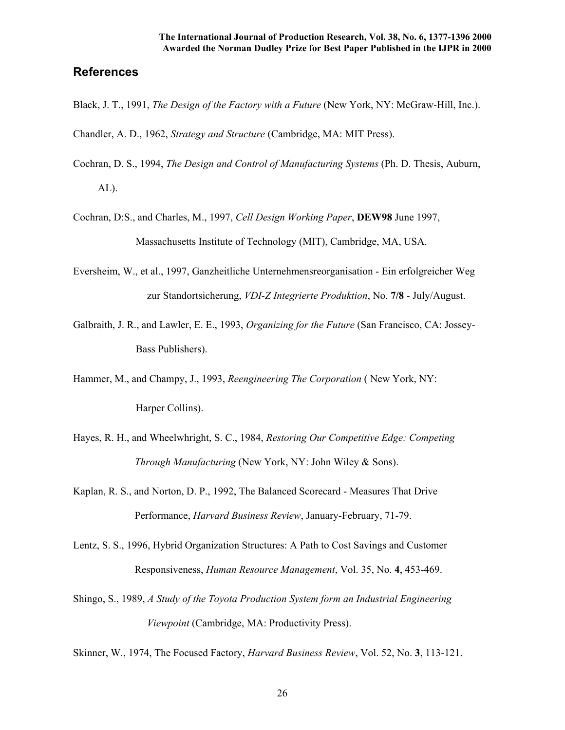## References

Black, J. T., 1991, *The Design of the Factory with a Future* (New York, NY: McGraw-Hill, Inc.).

Chandler, A. D., 1962, *Strategy and Structure* (Cambridge, MA: MIT Press).

Cochran, D. S., 1994, *The Design and Control of Manufacturing Systems* (Ph. D. Thesis, Auburn, AL).

Cochran, D:S., and Charles, M., 1997, *Cell Design Working Paper*, **DEW98** June 1997, Massachusetts Institute of Technology (MIT), Cambridge, MA, USA.

Eversheim, W., et al., 1997, Ganzheitliche Unternehmensreorganisation - Ein erfolgreicher Weg zur Standortsicherung, *VDI-Z Integrierte Produktion*, No. **7/8** - July/August.

Galbraith, J. R., and Lawler, E. E., 1993, *Organizing for the Future* (San Francisco, CA: Jossey-Bass Publishers).

Hammer, M., and Champy, J., 1993, *Reengineering The Corporation* ( New York, NY: Harper Collins).

Hayes, R. H., and Wheelwhright, S. C., 1984, *Restoring Our Competitive Edge: Competing Through Manufacturing* (New York, NY: John Wiley & Sons).

Kaplan, R. S., and Norton, D. P., 1992, The Balanced Scorecard - Measures That Drive Performance, *Harvard Business Review*, January-February, 71-79.

Lentz, S. S., 1996, Hybrid Organization Structures: A Path to Cost Savings and Customer Responsiveness, *Human Resource Management*, Vol. 35, No. **4**, 453-469.

Shingo, S., 1989, *A Study of the Toyota Production System form an Industrial Engineering Viewpoint* (Cambridge, MA: Productivity Press).

Skinner, W., 1974, The Focused Factory, *Harvard Business Review*, Vol. 52, No. **3**, 113-121.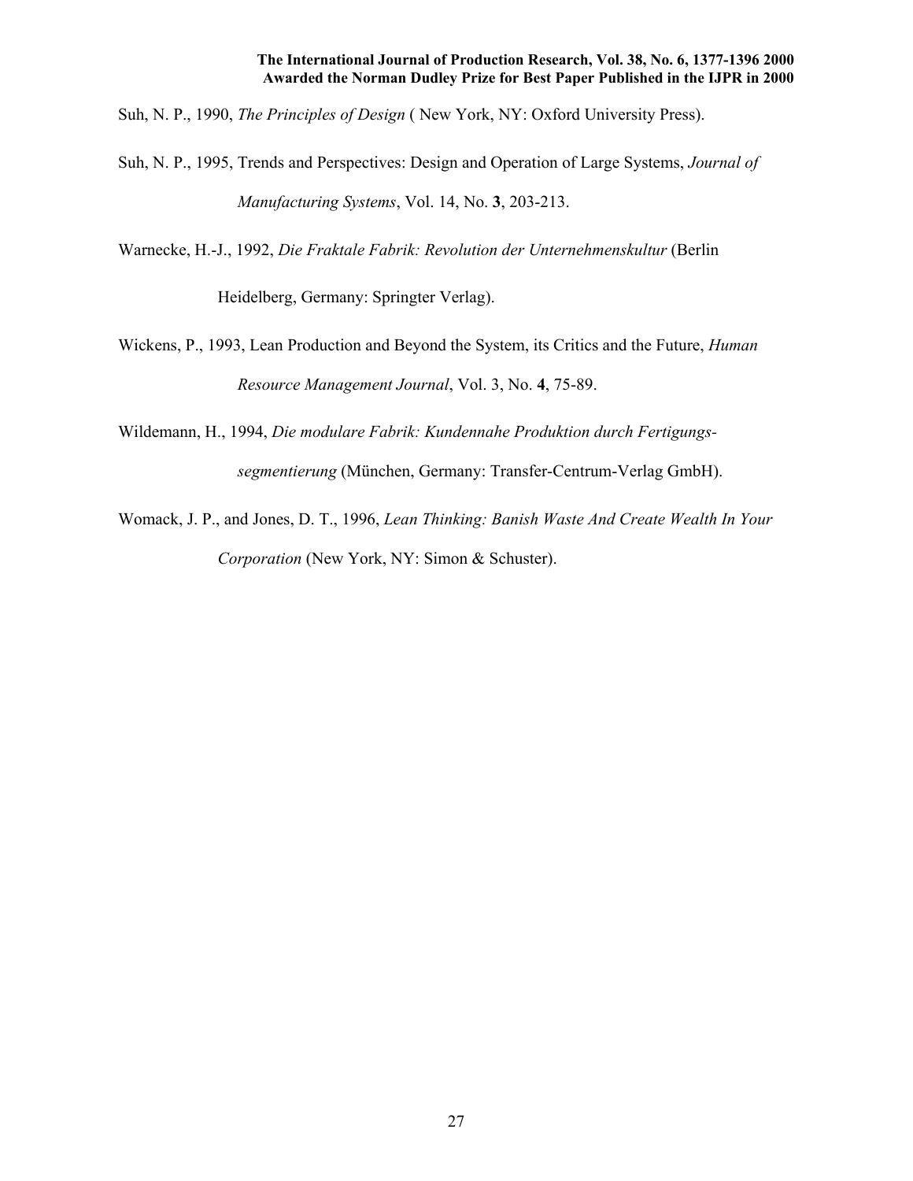Suh, N. P., 1990, *The Principles of Design* ( New York, NY: Oxford University Press).

Suh, N. P., 1995, Trends and Perspectives: Design and Operation of Large Systems, *Journal of Manufacturing Systems*, Vol. 14, No. **3**, 203-213.

Warnecke, H.-J., 1992, *Die Fraktale Fabrik: Revolution der Unternehmenskultur* (Berlin Heidelberg, Germany: Springter Verlag).

Wickens, P., 1993, Lean Production and Beyond the System, its Critics and the Future, *Human Resource Management Journal*, Vol. 3, No. **4**, 75-89.

Wildemann, H., 1994, *Die modulare Fabrik: Kundennahe Produktion durch Fertigungs-segmentierung* (München, Germany: Transfer-Centrum-Verlag GmbH).

Womack, J. P., and Jones, D. T., 1996, *Lean Thinking: Banish Waste And Create Wealth In Your Corporation* (New York, NY: Simon & Schuster).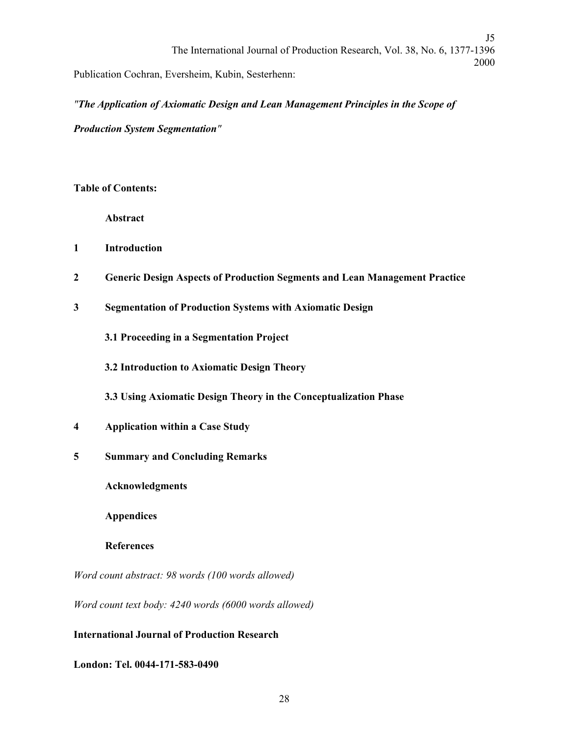J5

The International Journal of Production Research, Vol. 38, No. 6, 1377-1396

2000

Publication Cochran, Eversheim, Kubin, Sesterhenn:

***"The Application of Axiomatic Design and Lean Management Principles in the Scope of Production System Segmentation"***

**Table of Contents:**

**Abstract**

**1 Introduction**

**2 Generic Design Aspects of Production Segments and Lean Management Practice**

**3 Segmentation of Production Systems with Axiomatic Design**

**3.1 Proceeding in a Segmentation Project**

**3.2 Introduction to Axiomatic Design Theory**

**3.3 Using Axiomatic Design Theory in the Conceptualization Phase**

**4 Application within a Case Study**

**5 Summary and Concluding Remarks**

**Acknowledgments**

**Appendices**

**References**

*Word count abstract: 98 words (100 words allowed)*

*Word count text body: 4240 words (6000 words allowed)*

**International Journal of Production Research**

**London: Tel. 0044-171-583-0490**